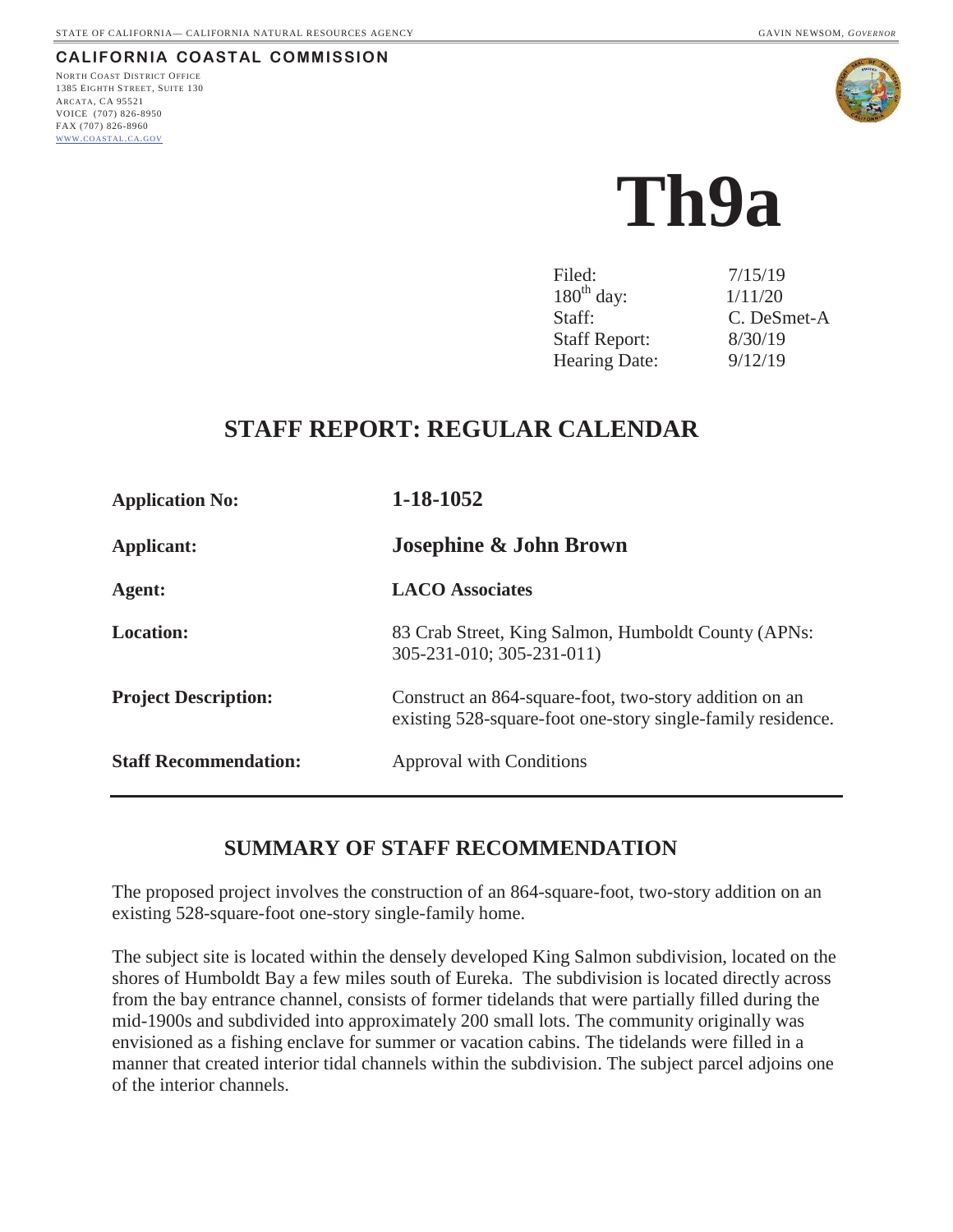STATE OF CALIFORNIA— CALIFORNIA NATURAL RESOURCES AGENCY GAVIN NEWSOM, *GOVERNOR*

**CALIFORNIA COASTAL COMMISSION**

NORTH COAST DISTRICT OFFICE
1385 EIGHTH STREET, SUITE 130
ARCATA, CA 95521
VOICE (707) 826-8950
FAX (707) 826-8960
WWW.COASTAL.CA.GOV

# Th9a

| | |
|---|---|
| Filed: | 7/15/19 |
| 180th day: | 1/11/20 |
| Staff: | C. DeSmet-A |
| Staff Report: | 8/30/19 |
| Hearing Date: | 9/12/19 |

## STAFF REPORT: REGULAR CALENDAR

| | |
|---|---|
| **Application No:** | **1-18-1052** |
| **Applicant:** | **Josephine & John Brown** |
| **Agent:** | **LACO Associates** |
| **Location:** | 83 Crab Street, King Salmon, Humboldt County (APNs: 305-231-010; 305-231-011) |
| **Project Description:** | Construct an 864-square-foot, two-story addition on an existing 528-square-foot one-story single-family residence. |
| **Staff Recommendation:** | Approval with Conditions |

## SUMMARY OF STAFF RECOMMENDATION

The proposed project involves the construction of an 864-square-foot, two-story addition on an existing 528-square-foot one-story single-family home.

The subject site is located within the densely developed King Salmon subdivision, located on the shores of Humboldt Bay a few miles south of Eureka. The subdivision is located directly across from the bay entrance channel, consists of former tidelands that were partially filled during the mid-1900s and subdivided into approximately 200 small lots. The community originally was envisioned as a fishing enclave for summer or vacation cabins. The tidelands were filled in a manner that created interior tidal channels within the subdivision. The subject parcel adjoins one of the interior channels.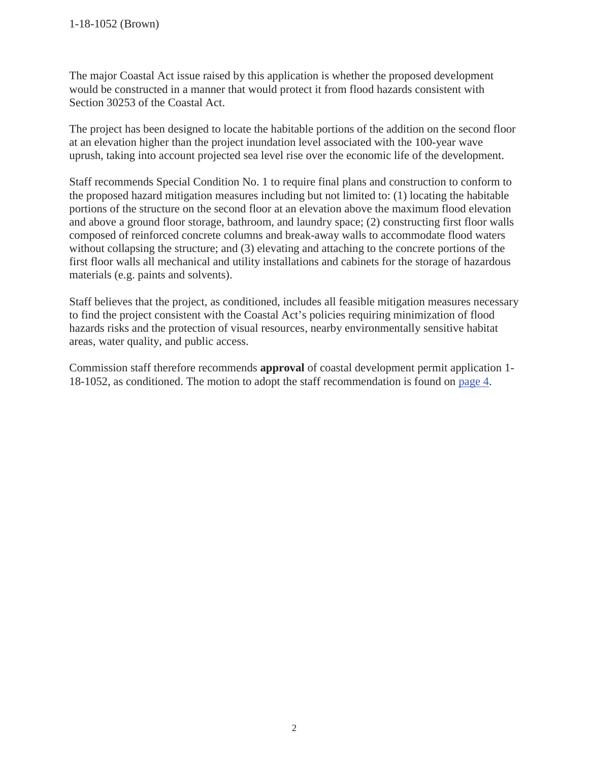The major Coastal Act issue raised by this application is whether the proposed development would be constructed in a manner that would protect it from flood hazards consistent with Section 30253 of the Coastal Act.

The project has been designed to locate the habitable portions of the addition on the second floor at an elevation higher than the project inundation level associated with the 100-year wave uprush, taking into account projected sea level rise over the economic life of the development.

Staff recommends Special Condition No. 1 to require final plans and construction to conform to the proposed hazard mitigation measures including but not limited to: (1) locating the habitable portions of the structure on the second floor at an elevation above the maximum flood elevation and above a ground floor storage, bathroom, and laundry space; (2) constructing first floor walls composed of reinforced concrete columns and break-away walls to accommodate flood waters without collapsing the structure; and (3) elevating and attaching to the concrete portions of the first floor walls all mechanical and utility installations and cabinets for the storage of hazardous materials (e.g. paints and solvents).

Staff believes that the project, as conditioned, includes all feasible mitigation measures necessary to find the project consistent with the Coastal Act's policies requiring minimization of flood hazards risks and the protection of visual resources, nearby environmentally sensitive habitat areas, water quality, and public access.

Commission staff therefore recommends **approval** of coastal development permit application 1-18-1052, as conditioned. The motion to adopt the staff recommendation is found on page 4.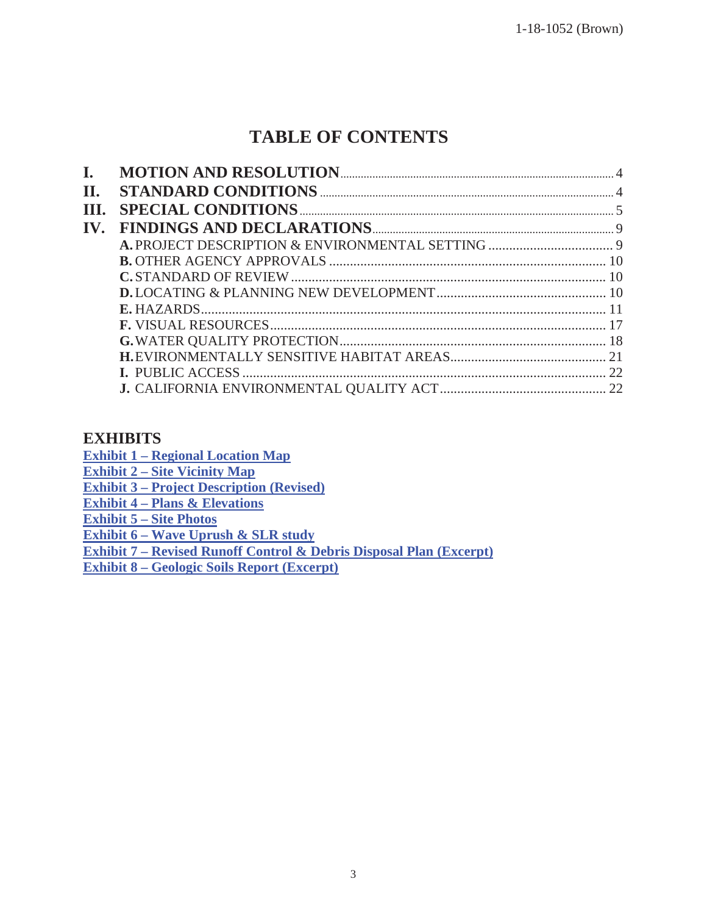# TABLE OF CONTENTS

**I. MOTION AND RESOLUTION** ..... 4
**II. STANDARD CONDITIONS** ..... 4
**III. SPECIAL CONDITIONS** ..... 5
**IV. FINDINGS AND DECLARATIONS** ..... 9
- **A.** PROJECT DESCRIPTION & ENVIRONMENTAL SETTING ..... 9
- **B.** OTHER AGENCY APPROVALS ..... 10
- **C.** STANDARD OF REVIEW ..... 10
- **D.** LOCATING & PLANNING NEW DEVELOPMENT ..... 10
- **E.** HAZARDS ..... 11
- **F.** VISUAL RESOURCES ..... 17
- **G.** WATER QUALITY PROTECTION ..... 18
- **H.** EVIRONMENTALLY SENSITIVE HABITAT AREAS ..... 21
- **I.** PUBLIC ACCESS ..... 22
- **J.** CALIFORNIA ENVIRONMENTAL QUALITY ACT ..... 22

## EXHIBITS

**Exhibit 1 – Regional Location Map**
**Exhibit 2 – Site Vicinity Map**
**Exhibit 3 – Project Description (Revised)**
**Exhibit 4 – Plans & Elevations**
**Exhibit 5 – Site Photos**
**Exhibit 6 – Wave Uprush & SLR study**
**Exhibit 7 – Revised Runoff Control & Debris Disposal Plan (Excerpt)**
**Exhibit 8 – Geologic Soils Report (Excerpt)**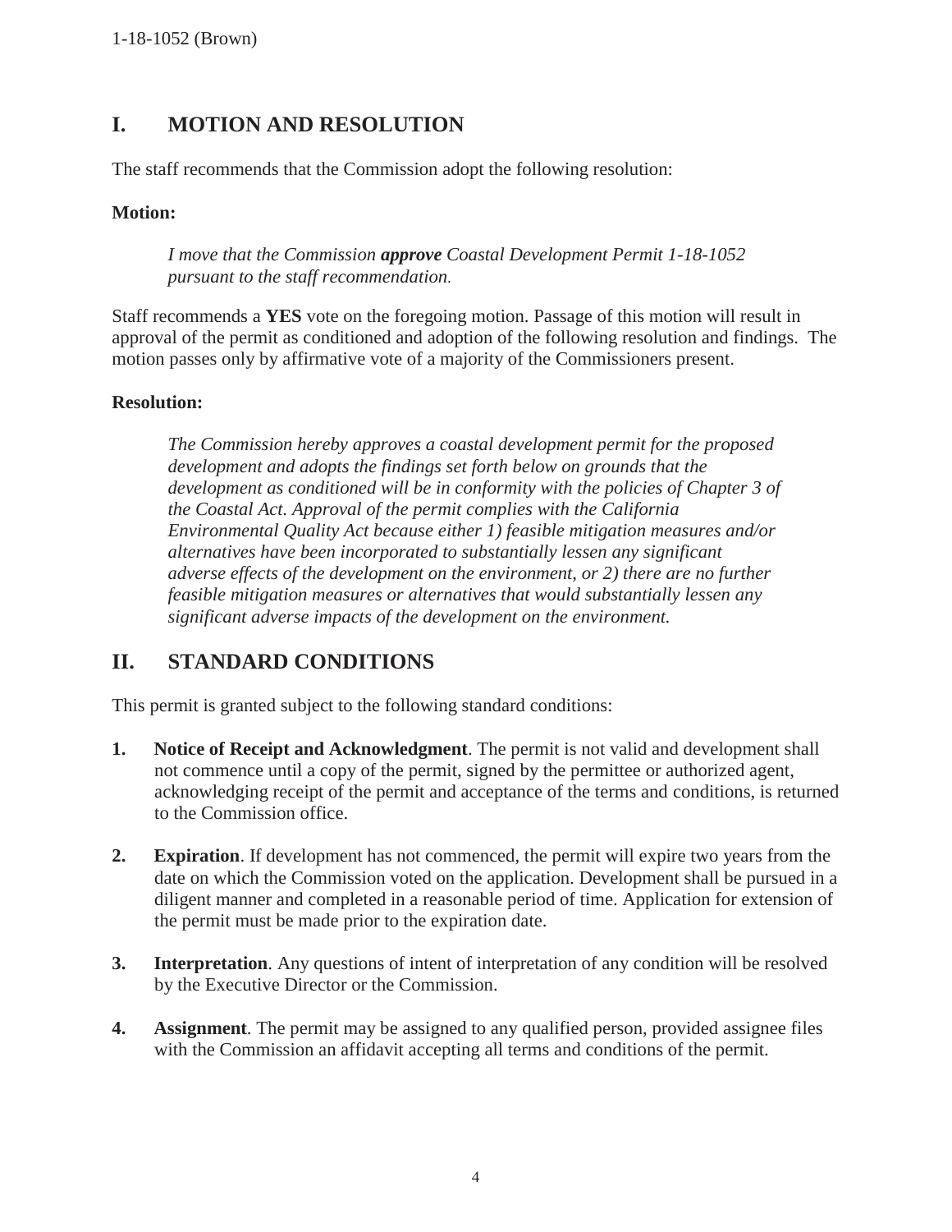## I. MOTION AND RESOLUTION

The staff recommends that the Commission adopt the following resolution:

**Motion:**

> *I move that the Commission **approve** Coastal Development Permit 1-18-1052 pursuant to the staff recommendation.*

Staff recommends a **YES** vote on the foregoing motion. Passage of this motion will result in approval of the permit as conditioned and adoption of the following resolution and findings. The motion passes only by affirmative vote of a majority of the Commissioners present.

**Resolution:**

> *The Commission hereby approves a coastal development permit for the proposed development and adopts the findings set forth below on grounds that the development as conditioned will be in conformity with the policies of Chapter 3 of the Coastal Act. Approval of the permit complies with the California Environmental Quality Act because either 1) feasible mitigation measures and/or alternatives have been incorporated to substantially lessen any significant adverse effects of the development on the environment, or 2) there are no further feasible mitigation measures or alternatives that would substantially lessen any significant adverse impacts of the development on the environment.*

## II. STANDARD CONDITIONS

This permit is granted subject to the following standard conditions:

1. **Notice of Receipt and Acknowledgment**. The permit is not valid and development shall not commence until a copy of the permit, signed by the permittee or authorized agent, acknowledging receipt of the permit and acceptance of the terms and conditions, is returned to the Commission office.

2. **Expiration**. If development has not commenced, the permit will expire two years from the date on which the Commission voted on the application. Development shall be pursued in a diligent manner and completed in a reasonable period of time. Application for extension of the permit must be made prior to the expiration date.

3. **Interpretation**. Any questions of intent of interpretation of any condition will be resolved by the Executive Director or the Commission.

4. **Assignment**. The permit may be assigned to any qualified person, provided assignee files with the Commission an affidavit accepting all terms and conditions of the permit.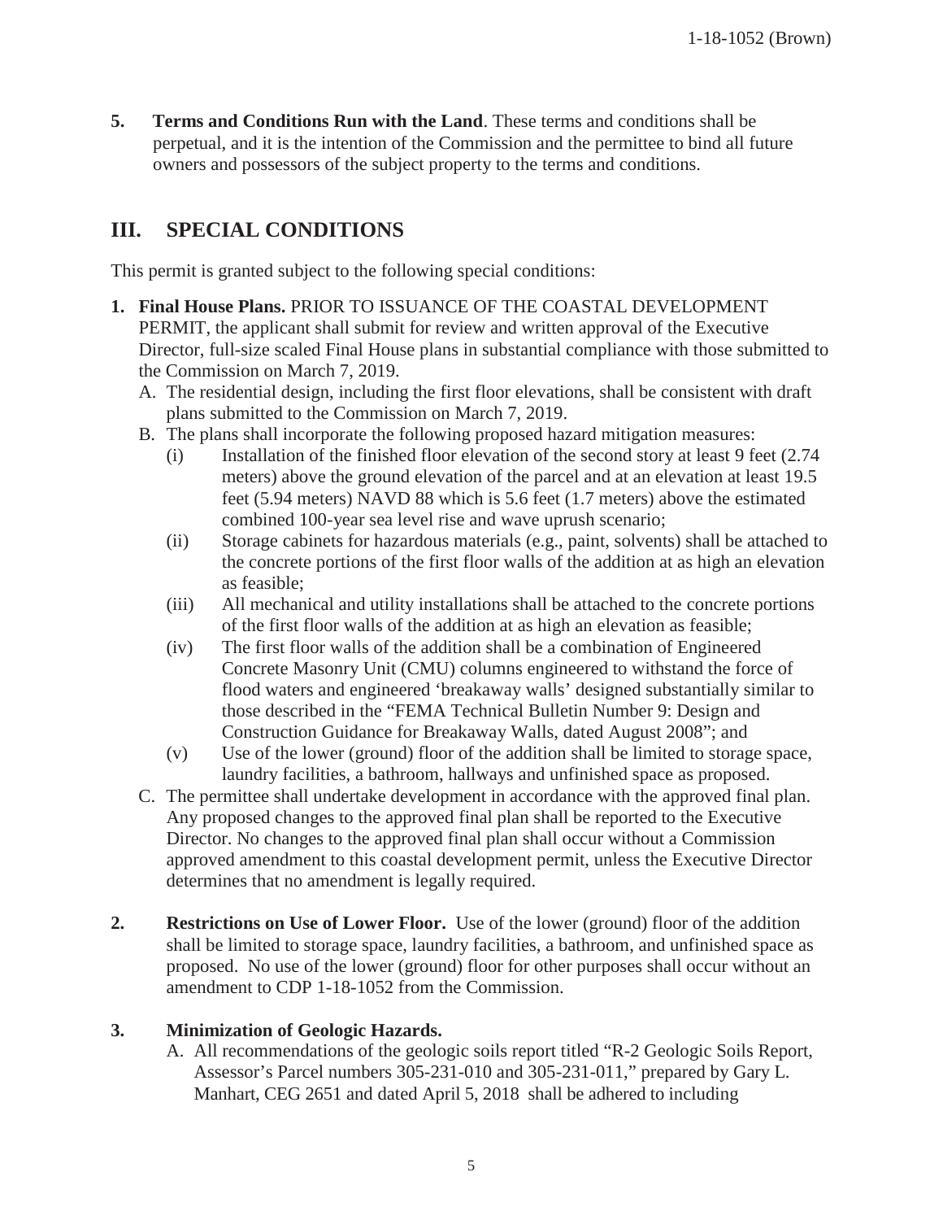**5. Terms and Conditions Run with the Land**. These terms and conditions shall be perpetual, and it is the intention of the Commission and the permittee to bind all future owners and possessors of the subject property to the terms and conditions.

## III. SPECIAL CONDITIONS

This permit is granted subject to the following special conditions:

1. **Final House Plans.** PRIOR TO ISSUANCE OF THE COASTAL DEVELOPMENT PERMIT, the applicant shall submit for review and written approval of the Executive Director, full-size scaled Final House plans in substantial compliance with those submitted to the Commission on March 7, 2019.
   - A. The residential design, including the first floor elevations, shall be consistent with draft plans submitted to the Commission on March 7, 2019.
   - B. The plans shall incorporate the following proposed hazard mitigation measures:
     - (i) Installation of the finished floor elevation of the second story at least 9 feet (2.74 meters) above the ground elevation of the parcel and at an elevation at least 19.5 feet (5.94 meters) NAVD 88 which is 5.6 feet (1.7 meters) above the estimated combined 100-year sea level rise and wave uprush scenario;
     - (ii) Storage cabinets for hazardous materials (e.g., paint, solvents) shall be attached to the concrete portions of the first floor walls of the addition at as high an elevation as feasible;
     - (iii) All mechanical and utility installations shall be attached to the concrete portions of the first floor walls of the addition at as high an elevation as feasible;
     - (iv) The first floor walls of the addition shall be a combination of Engineered Concrete Masonry Unit (CMU) columns engineered to withstand the force of flood waters and engineered 'breakaway walls' designed substantially similar to those described in the "FEMA Technical Bulletin Number 9: Design and Construction Guidance for Breakaway Walls, dated August 2008"; and
     - (v) Use of the lower (ground) floor of the addition shall be limited to storage space, laundry facilities, a bathroom, hallways and unfinished space as proposed.
   - C. The permittee shall undertake development in accordance with the approved final plan. Any proposed changes to the approved final plan shall be reported to the Executive Director. No changes to the approved final plan shall occur without a Commission approved amendment to this coastal development permit, unless the Executive Director determines that no amendment is legally required.

2. **Restrictions on Use of Lower Floor.** Use of the lower (ground) floor of the addition shall be limited to storage space, laundry facilities, a bathroom, and unfinished space as proposed. No use of the lower (ground) floor for other purposes shall occur without an amendment to CDP 1-18-1052 from the Commission.

3. **Minimization of Geologic Hazards.**
   - A. All recommendations of the geologic soils report titled "R-2 Geologic Soils Report, Assessor's Parcel numbers 305-231-010 and 305-231-011," prepared by Gary L. Manhart, CEG 2651 and dated April 5, 2018 shall be adhered to including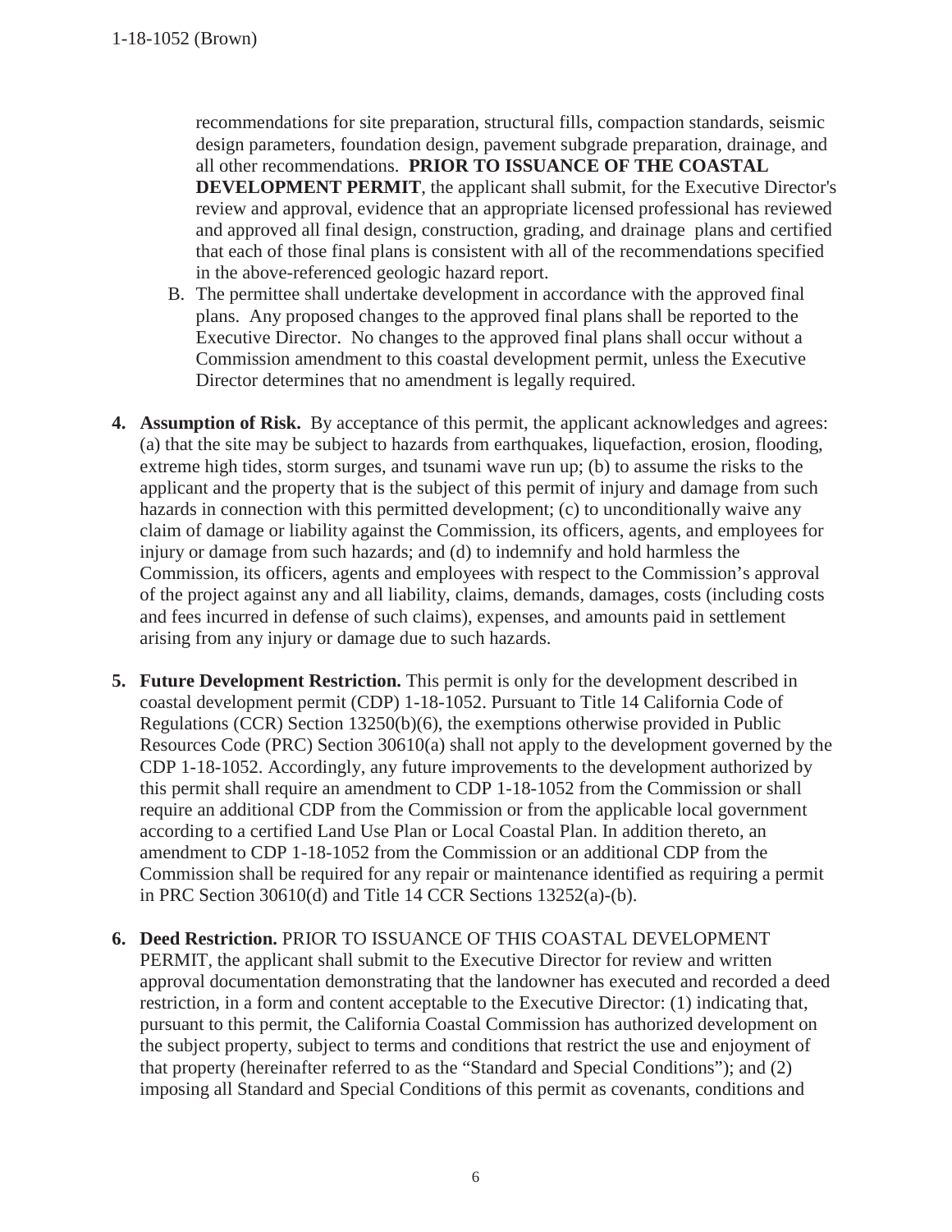recommendations for site preparation, structural fills, compaction standards, seismic design parameters, foundation design, pavement subgrade preparation, drainage, and all other recommendations. **PRIOR TO ISSUANCE OF THE COASTAL DEVELOPMENT PERMIT**, the applicant shall submit, for the Executive Director's review and approval, evidence that an appropriate licensed professional has reviewed and approved all final design, construction, grading, and drainage plans and certified that each of those final plans is consistent with all of the recommendations specified in the above-referenced geologic hazard report.

B. The permittee shall undertake development in accordance with the approved final plans. Any proposed changes to the approved final plans shall be reported to the Executive Director. No changes to the approved final plans shall occur without a Commission amendment to this coastal development permit, unless the Executive Director determines that no amendment is legally required.

4. **Assumption of Risk.** By acceptance of this permit, the applicant acknowledges and agrees: (a) that the site may be subject to hazards from earthquakes, liquefaction, erosion, flooding, extreme high tides, storm surges, and tsunami wave run up; (b) to assume the risks to the applicant and the property that is the subject of this permit of injury and damage from such hazards in connection with this permitted development; (c) to unconditionally waive any claim of damage or liability against the Commission, its officers, agents, and employees for injury or damage from such hazards; and (d) to indemnify and hold harmless the Commission, its officers, agents and employees with respect to the Commission's approval of the project against any and all liability, claims, demands, damages, costs (including costs and fees incurred in defense of such claims), expenses, and amounts paid in settlement arising from any injury or damage due to such hazards.

5. **Future Development Restriction.** This permit is only for the development described in coastal development permit (CDP) 1-18-1052. Pursuant to Title 14 California Code of Regulations (CCR) Section 13250(b)(6), the exemptions otherwise provided in Public Resources Code (PRC) Section 30610(a) shall not apply to the development governed by the CDP 1-18-1052. Accordingly, any future improvements to the development authorized by this permit shall require an amendment to CDP 1-18-1052 from the Commission or shall require an additional CDP from the Commission or from the applicable local government according to a certified Land Use Plan or Local Coastal Plan. In addition thereto, an amendment to CDP 1-18-1052 from the Commission or an additional CDP from the Commission shall be required for any repair or maintenance identified as requiring a permit in PRC Section 30610(d) and Title 14 CCR Sections 13252(a)-(b).

6. **Deed Restriction.** PRIOR TO ISSUANCE OF THIS COASTAL DEVELOPMENT PERMIT, the applicant shall submit to the Executive Director for review and written approval documentation demonstrating that the landowner has executed and recorded a deed restriction, in a form and content acceptable to the Executive Director: (1) indicating that, pursuant to this permit, the California Coastal Commission has authorized development on the subject property, subject to terms and conditions that restrict the use and enjoyment of that property (hereinafter referred to as the "Standard and Special Conditions"); and (2) imposing all Standard and Special Conditions of this permit as covenants, conditions and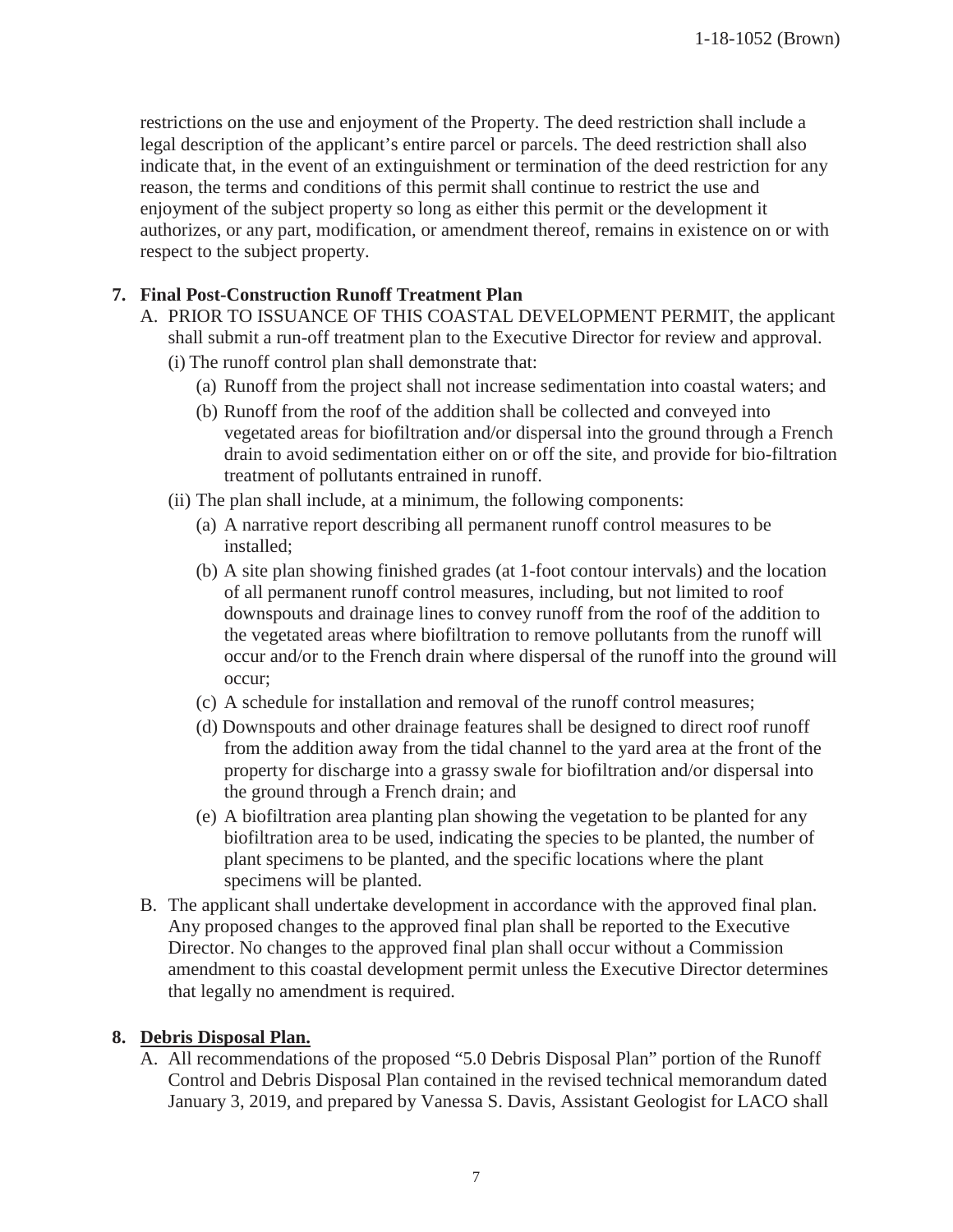restrictions on the use and enjoyment of the Property. The deed restriction shall include a legal description of the applicant's entire parcel or parcels. The deed restriction shall also indicate that, in the event of an extinguishment or termination of the deed restriction for any reason, the terms and conditions of this permit shall continue to restrict the use and enjoyment of the subject property so long as either this permit or the development it authorizes, or any part, modification, or amendment thereof, remains in existence on or with respect to the subject property.

**7. Final Post-Construction Runoff Treatment Plan**

A. PRIOR TO ISSUANCE OF THIS COASTAL DEVELOPMENT PERMIT, the applicant shall submit a run-off treatment plan to the Executive Director for review and approval.

(i) The runoff control plan shall demonstrate that:

(a) Runoff from the project shall not increase sedimentation into coastal waters; and

(b) Runoff from the roof of the addition shall be collected and conveyed into vegetated areas for biofiltration and/or dispersal into the ground through a French drain to avoid sedimentation either on or off the site, and provide for bio-filtration treatment of pollutants entrained in runoff.

(ii) The plan shall include, at a minimum, the following components:

(a) A narrative report describing all permanent runoff control measures to be installed;

(b) A site plan showing finished grades (at 1-foot contour intervals) and the location of all permanent runoff control measures, including, but not limited to roof downspouts and drainage lines to convey runoff from the roof of the addition to the vegetated areas where biofiltration to remove pollutants from the runoff will occur and/or to the French drain where dispersal of the runoff into the ground will occur;

(c) A schedule for installation and removal of the runoff control measures;

(d) Downspouts and other drainage features shall be designed to direct roof runoff from the addition away from the tidal channel to the yard area at the front of the property for discharge into a grassy swale for biofiltration and/or dispersal into the ground through a French drain; and

(e) A biofiltration area planting plan showing the vegetation to be planted for any biofiltration area to be used, indicating the species to be planted, the number of plant specimens to be planted, and the specific locations where the plant specimens will be planted.

B. The applicant shall undertake development in accordance with the approved final plan. Any proposed changes to the approved final plan shall be reported to the Executive Director. No changes to the approved final plan shall occur without a Commission amendment to this coastal development permit unless the Executive Director determines that legally no amendment is required.

**8. <u>Debris Disposal Plan.</u>**

A. All recommendations of the proposed "5.0 Debris Disposal Plan" portion of the Runoff Control and Debris Disposal Plan contained in the revised technical memorandum dated January 3, 2019, and prepared by Vanessa S. Davis, Assistant Geologist for LACO shall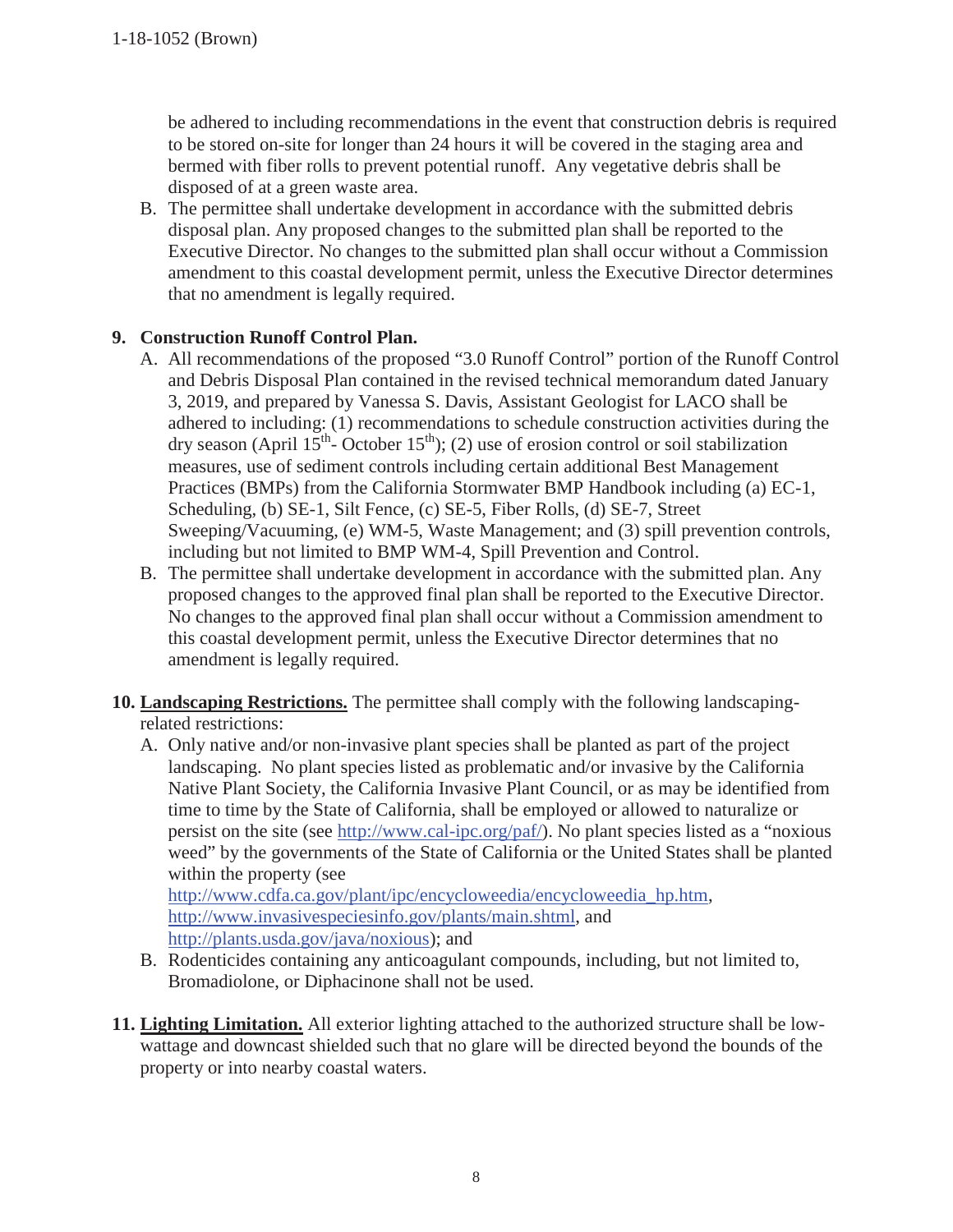be adhered to including recommendations in the event that construction debris is required to be stored on-site for longer than 24 hours it will be covered in the staging area and bermed with fiber rolls to prevent potential runoff. Any vegetative debris shall be disposed of at a green waste area.

B. The permittee shall undertake development in accordance with the submitted debris disposal plan. Any proposed changes to the submitted plan shall be reported to the Executive Director. No changes to the submitted plan shall occur without a Commission amendment to this coastal development permit, unless the Executive Director determines that no amendment is legally required.

**9. Construction Runoff Control Plan.**

A. All recommendations of the proposed "3.0 Runoff Control" portion of the Runoff Control and Debris Disposal Plan contained in the revised technical memorandum dated January 3, 2019, and prepared by Vanessa S. Davis, Assistant Geologist for LACO shall be adhered to including: (1) recommendations to schedule construction activities during the dry season (April 15th- October 15th); (2) use of erosion control or soil stabilization measures, use of sediment controls including certain additional Best Management Practices (BMPs) from the California Stormwater BMP Handbook including (a) EC-1, Scheduling, (b) SE-1, Silt Fence, (c) SE-5, Fiber Rolls, (d) SE-7, Street Sweeping/Vacuuming, (e) WM-5, Waste Management; and (3) spill prevention controls, including but not limited to BMP WM-4, Spill Prevention and Control.

B. The permittee shall undertake development in accordance with the submitted plan. Any proposed changes to the approved final plan shall be reported to the Executive Director. No changes to the approved final plan shall occur without a Commission amendment to this coastal development permit, unless the Executive Director determines that no amendment is legally required.

**10. Landscaping Restrictions.** The permittee shall comply with the following landscaping-related restrictions:

A. Only native and/or non-invasive plant species shall be planted as part of the project landscaping. No plant species listed as problematic and/or invasive by the California Native Plant Society, the California Invasive Plant Council, or as may be identified from time to time by the State of California, shall be employed or allowed to naturalize or persist on the site (see http://www.cal-ipc.org/paf/). No plant species listed as a "noxious weed" by the governments of the State of California or the United States shall be planted within the property (see http://www.cdfa.ca.gov/plant/ipc/encycloweedia/encycloweedia_hp.htm, http://www.invasivespeciesinfo.gov/plants/main.shtml, and http://plants.usda.gov/java/noxious); and

B. Rodenticides containing any anticoagulant compounds, including, but not limited to, Bromadiolone, or Diphacinone shall not be used.

**11. Lighting Limitation.** All exterior lighting attached to the authorized structure shall be low-wattage and downcast shielded such that no glare will be directed beyond the bounds of the property or into nearby coastal waters.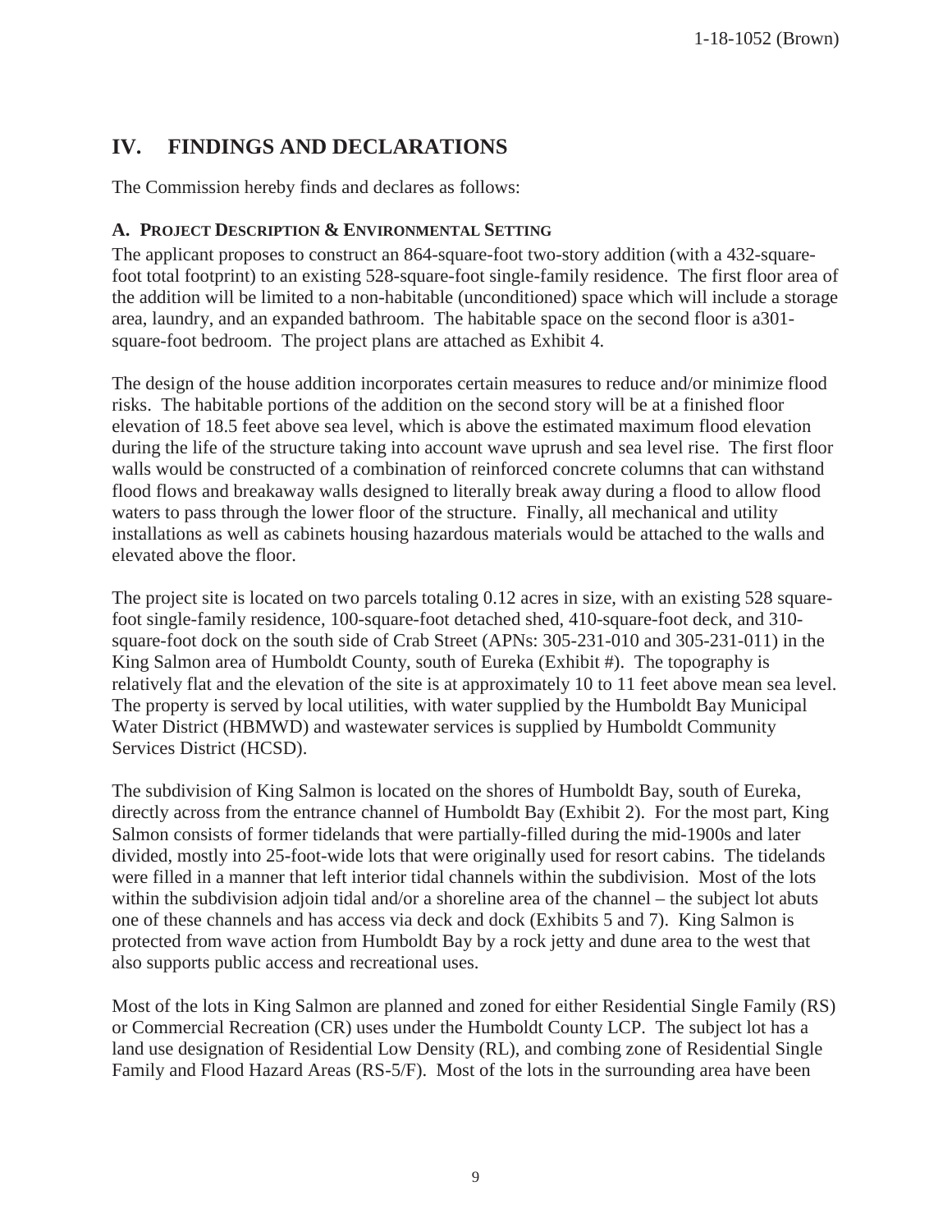## IV. FINDINGS AND DECLARATIONS

The Commission hereby finds and declares as follows:

### A. PROJECT DESCRIPTION & ENVIRONMENTAL SETTING

The applicant proposes to construct an 864-square-foot two-story addition (with a 432-square-foot total footprint) to an existing 528-square-foot single-family residence. The first floor area of the addition will be limited to a non-habitable (unconditioned) space which will include a storage area, laundry, and an expanded bathroom. The habitable space on the second floor is a301-square-foot bedroom. The project plans are attached as Exhibit 4.

The design of the house addition incorporates certain measures to reduce and/or minimize flood risks. The habitable portions of the addition on the second story will be at a finished floor elevation of 18.5 feet above sea level, which is above the estimated maximum flood elevation during the life of the structure taking into account wave uprush and sea level rise. The first floor walls would be constructed of a combination of reinforced concrete columns that can withstand flood flows and breakaway walls designed to literally break away during a flood to allow flood waters to pass through the lower floor of the structure. Finally, all mechanical and utility installations as well as cabinets housing hazardous materials would be attached to the walls and elevated above the floor.

The project site is located on two parcels totaling 0.12 acres in size, with an existing 528 square-foot single-family residence, 100-square-foot detached shed, 410-square-foot deck, and 310-square-foot dock on the south side of Crab Street (APNs: 305-231-010 and 305-231-011) in the King Salmon area of Humboldt County, south of Eureka (Exhibit #). The topography is relatively flat and the elevation of the site is at approximately 10 to 11 feet above mean sea level. The property is served by local utilities, with water supplied by the Humboldt Bay Municipal Water District (HBMWD) and wastewater services is supplied by Humboldt Community Services District (HCSD).

The subdivision of King Salmon is located on the shores of Humboldt Bay, south of Eureka, directly across from the entrance channel of Humboldt Bay (Exhibit 2). For the most part, King Salmon consists of former tidelands that were partially-filled during the mid-1900s and later divided, mostly into 25-foot-wide lots that were originally used for resort cabins. The tidelands were filled in a manner that left interior tidal channels within the subdivision. Most of the lots within the subdivision adjoin tidal and/or a shoreline area of the channel – the subject lot abuts one of these channels and has access via deck and dock (Exhibits 5 and 7). King Salmon is protected from wave action from Humboldt Bay by a rock jetty and dune area to the west that also supports public access and recreational uses.

Most of the lots in King Salmon are planned and zoned for either Residential Single Family (RS) or Commercial Recreation (CR) uses under the Humboldt County LCP. The subject lot has a land use designation of Residential Low Density (RL), and combing zone of Residential Single Family and Flood Hazard Areas (RS-5/F). Most of the lots in the surrounding area have been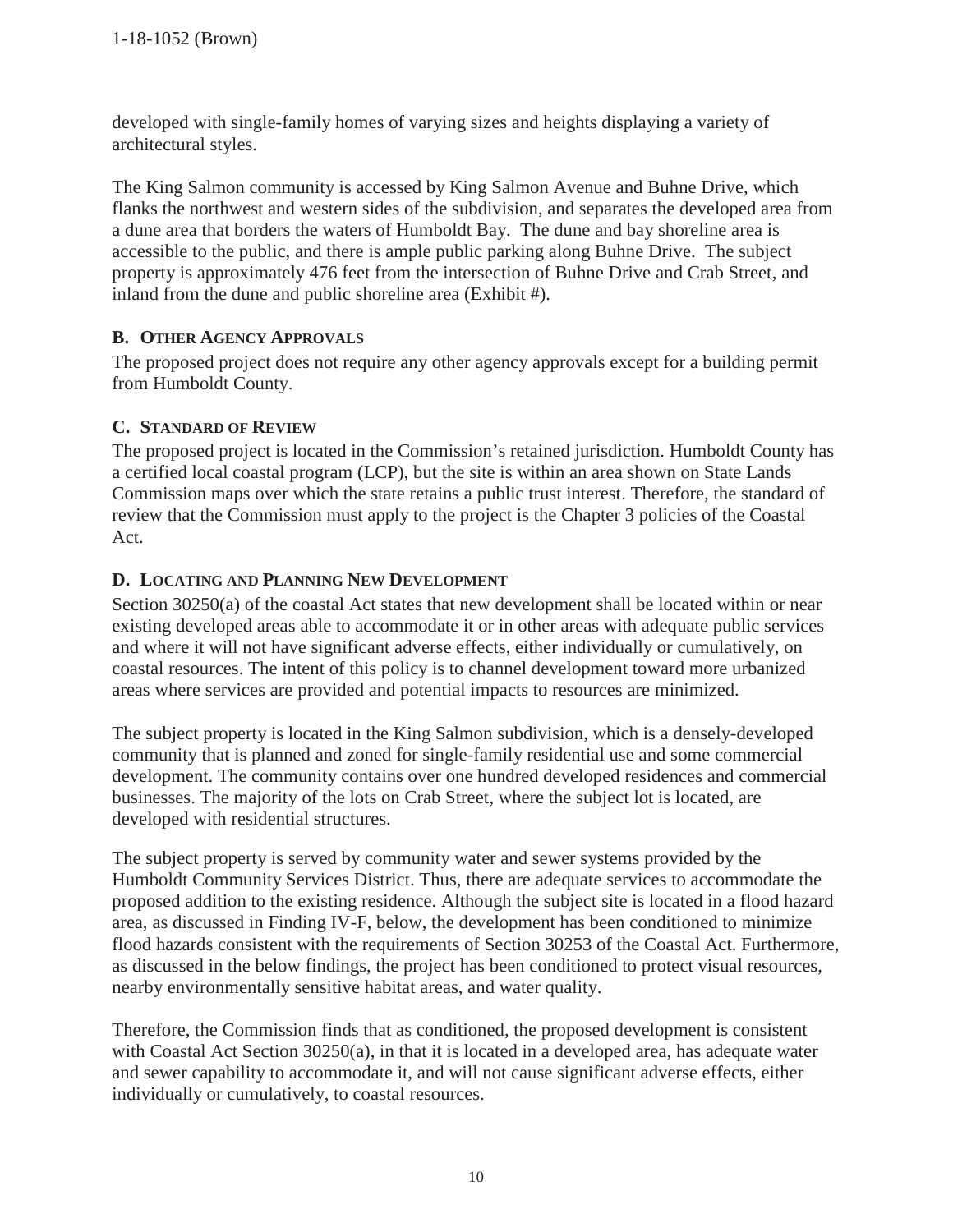developed with single-family homes of varying sizes and heights displaying a variety of architectural styles.

The King Salmon community is accessed by King Salmon Avenue and Buhne Drive, which flanks the northwest and western sides of the subdivision, and separates the developed area from a dune area that borders the waters of Humboldt Bay. The dune and bay shoreline area is accessible to the public, and there is ample public parking along Buhne Drive. The subject property is approximately 476 feet from the intersection of Buhne Drive and Crab Street, and inland from the dune and public shoreline area (Exhibit #).

### B. Other Agency Approvals

The proposed project does not require any other agency approvals except for a building permit from Humboldt County.

### C. Standard of Review

The proposed project is located in the Commission's retained jurisdiction. Humboldt County has a certified local coastal program (LCP), but the site is within an area shown on State Lands Commission maps over which the state retains a public trust interest. Therefore, the standard of review that the Commission must apply to the project is the Chapter 3 policies of the Coastal Act.

### D. Locating and Planning New Development

Section 30250(a) of the coastal Act states that new development shall be located within or near existing developed areas able to accommodate it or in other areas with adequate public services and where it will not have significant adverse effects, either individually or cumulatively, on coastal resources. The intent of this policy is to channel development toward more urbanized areas where services are provided and potential impacts to resources are minimized.

The subject property is located in the King Salmon subdivision, which is a densely-developed community that is planned and zoned for single-family residential use and some commercial development. The community contains over one hundred developed residences and commercial businesses. The majority of the lots on Crab Street, where the subject lot is located, are developed with residential structures.

The subject property is served by community water and sewer systems provided by the Humboldt Community Services District. Thus, there are adequate services to accommodate the proposed addition to the existing residence. Although the subject site is located in a flood hazard area, as discussed in Finding IV-F, below, the development has been conditioned to minimize flood hazards consistent with the requirements of Section 30253 of the Coastal Act. Furthermore, as discussed in the below findings, the project has been conditioned to protect visual resources, nearby environmentally sensitive habitat areas, and water quality.

Therefore, the Commission finds that as conditioned, the proposed development is consistent with Coastal Act Section 30250(a), in that it is located in a developed area, has adequate water and sewer capability to accommodate it, and will not cause significant adverse effects, either individually or cumulatively, to coastal resources.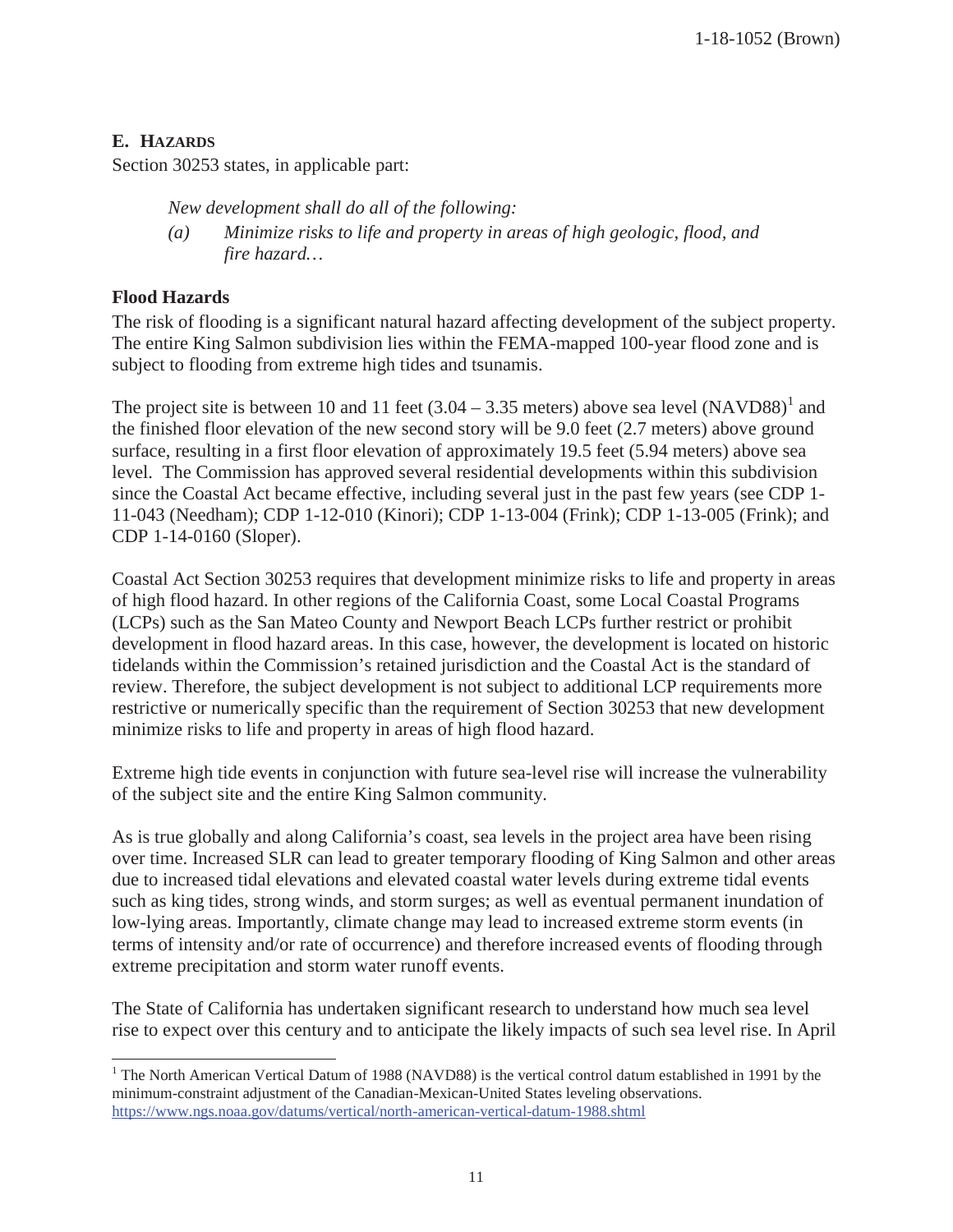## E. HAZARDS

Section 30253 states, in applicable part:

> *New development shall do all of the following:*
>
> *(a) Minimize risks to life and property in areas of high geologic, flood, and fire hazard…*

### Flood Hazards

The risk of flooding is a significant natural hazard affecting development of the subject property. The entire King Salmon subdivision lies within the FEMA-mapped 100-year flood zone and is subject to flooding from extreme high tides and tsunamis.

The project site is between 10 and 11 feet (3.04 – 3.35 meters) above sea level (NAVD88)[1] and the finished floor elevation of the new second story will be 9.0 feet (2.7 meters) above ground surface, resulting in a first floor elevation of approximately 19.5 feet (5.94 meters) above sea level. The Commission has approved several residential developments within this subdivision since the Coastal Act became effective, including several just in the past few years (see CDP 1-11-043 (Needham); CDP 1-12-010 (Kinori); CDP 1-13-004 (Frink); CDP 1-13-005 (Frink); and CDP 1-14-0160 (Sloper).

Coastal Act Section 30253 requires that development minimize risks to life and property in areas of high flood hazard. In other regions of the California Coast, some Local Coastal Programs (LCPs) such as the San Mateo County and Newport Beach LCPs further restrict or prohibit development in flood hazard areas. In this case, however, the development is located on historic tidelands within the Commission's retained jurisdiction and the Coastal Act is the standard of review. Therefore, the subject development is not subject to additional LCP requirements more restrictive or numerically specific than the requirement of Section 30253 that new development minimize risks to life and property in areas of high flood hazard.

Extreme high tide events in conjunction with future sea-level rise will increase the vulnerability of the subject site and the entire King Salmon community.

As is true globally and along California's coast, sea levels in the project area have been rising over time. Increased SLR can lead to greater temporary flooding of King Salmon and other areas due to increased tidal elevations and elevated coastal water levels during extreme tidal events such as king tides, strong winds, and storm surges; as well as eventual permanent inundation of low-lying areas. Importantly, climate change may lead to increased extreme storm events (in terms of intensity and/or rate of occurrence) and therefore increased events of flooding through extreme precipitation and storm water runoff events.

The State of California has undertaken significant research to understand how much sea level rise to expect over this century and to anticipate the likely impacts of such sea level rise. In April

---

[1] The North American Vertical Datum of 1988 (NAVD88) is the vertical control datum established in 1991 by the minimum-constraint adjustment of the Canadian-Mexican-United States leveling observations. https://www.ngs.noaa.gov/datums/vertical/north-american-vertical-datum-1988.shtml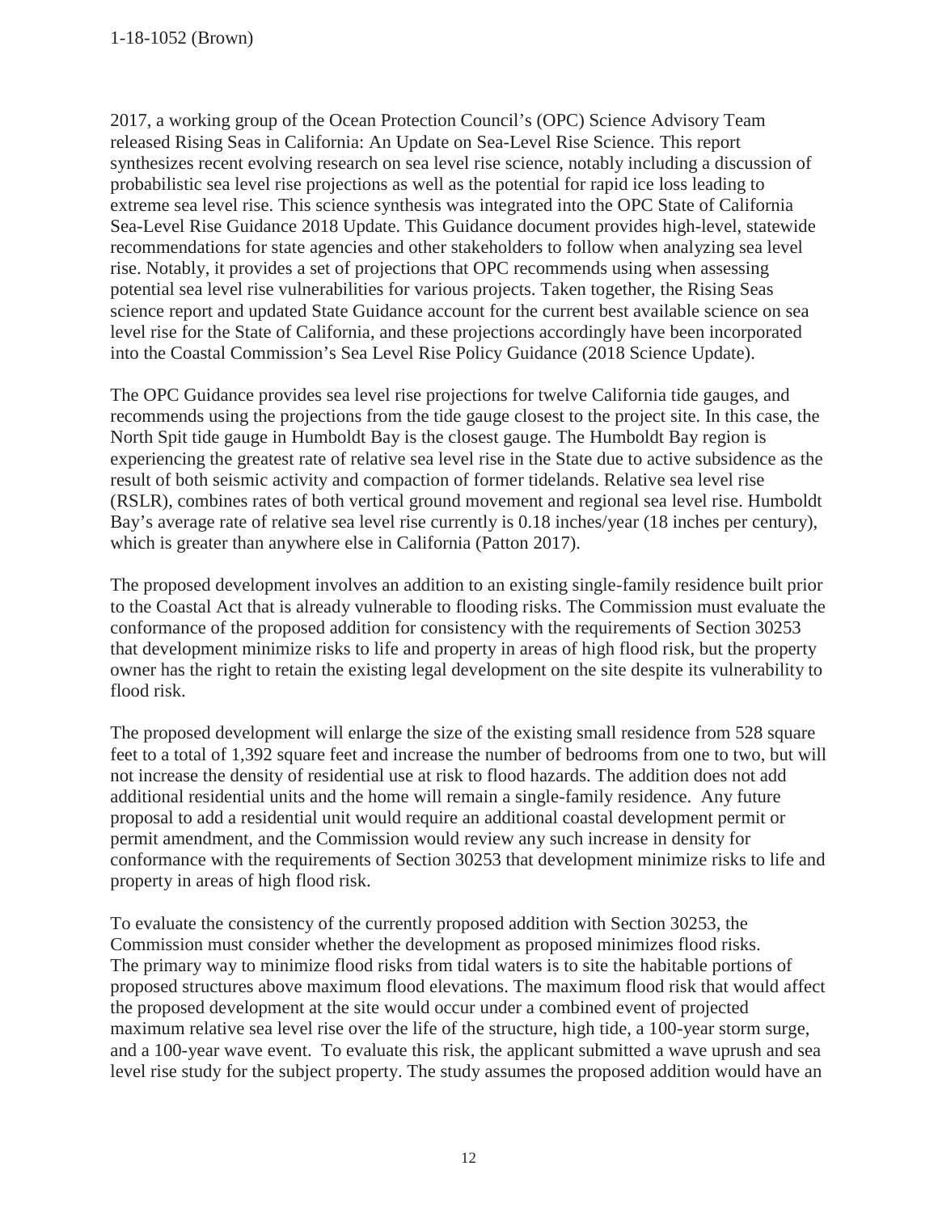2017, a working group of the Ocean Protection Council's (OPC) Science Advisory Team released Rising Seas in California: An Update on Sea-Level Rise Science. This report synthesizes recent evolving research on sea level rise science, notably including a discussion of probabilistic sea level rise projections as well as the potential for rapid ice loss leading to extreme sea level rise. This science synthesis was integrated into the OPC State of California Sea-Level Rise Guidance 2018 Update. This Guidance document provides high-level, statewide recommendations for state agencies and other stakeholders to follow when analyzing sea level rise. Notably, it provides a set of projections that OPC recommends using when assessing potential sea level rise vulnerabilities for various projects. Taken together, the Rising Seas science report and updated State Guidance account for the current best available science on sea level rise for the State of California, and these projections accordingly have been incorporated into the Coastal Commission's Sea Level Rise Policy Guidance (2018 Science Update).

The OPC Guidance provides sea level rise projections for twelve California tide gauges, and recommends using the projections from the tide gauge closest to the project site. In this case, the North Spit tide gauge in Humboldt Bay is the closest gauge. The Humboldt Bay region is experiencing the greatest rate of relative sea level rise in the State due to active subsidence as the result of both seismic activity and compaction of former tidelands. Relative sea level rise (RSLR), combines rates of both vertical ground movement and regional sea level rise. Humboldt Bay's average rate of relative sea level rise currently is 0.18 inches/year (18 inches per century), which is greater than anywhere else in California (Patton 2017).

The proposed development involves an addition to an existing single-family residence built prior to the Coastal Act that is already vulnerable to flooding risks. The Commission must evaluate the conformance of the proposed addition for consistency with the requirements of Section 30253 that development minimize risks to life and property in areas of high flood risk, but the property owner has the right to retain the existing legal development on the site despite its vulnerability to flood risk.

The proposed development will enlarge the size of the existing small residence from 528 square feet to a total of 1,392 square feet and increase the number of bedrooms from one to two, but will not increase the density of residential use at risk to flood hazards. The addition does not add additional residential units and the home will remain a single-family residence. Any future proposal to add a residential unit would require an additional coastal development permit or permit amendment, and the Commission would review any such increase in density for conformance with the requirements of Section 30253 that development minimize risks to life and property in areas of high flood risk.

To evaluate the consistency of the currently proposed addition with Section 30253, the Commission must consider whether the development as proposed minimizes flood risks. The primary way to minimize flood risks from tidal waters is to site the habitable portions of proposed structures above maximum flood elevations. The maximum flood risk that would affect the proposed development at the site would occur under a combined event of projected maximum relative sea level rise over the life of the structure, high tide, a 100-year storm surge, and a 100-year wave event. To evaluate this risk, the applicant submitted a wave uprush and sea level rise study for the subject property. The study assumes the proposed addition would have an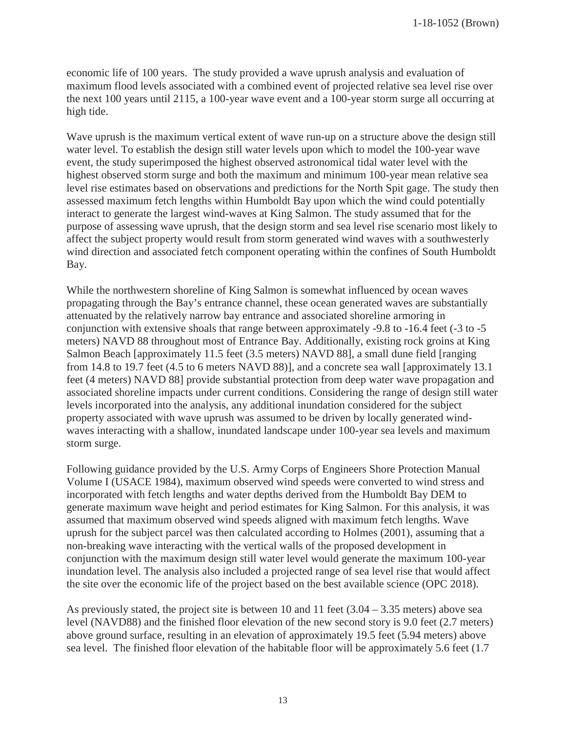economic life of 100 years. The study provided a wave uprush analysis and evaluation of maximum flood levels associated with a combined event of projected relative sea level rise over the next 100 years until 2115, a 100-year wave event and a 100-year storm surge all occurring at high tide.

Wave uprush is the maximum vertical extent of wave run-up on a structure above the design still water level. To establish the design still water levels upon which to model the 100-year wave event, the study superimposed the highest observed astronomical tidal water level with the highest observed storm surge and both the maximum and minimum 100-year mean relative sea level rise estimates based on observations and predictions for the North Spit gage. The study then assessed maximum fetch lengths within Humboldt Bay upon which the wind could potentially interact to generate the largest wind-waves at King Salmon. The study assumed that for the purpose of assessing wave uprush, that the design storm and sea level rise scenario most likely to affect the subject property would result from storm generated wind waves with a southwesterly wind direction and associated fetch component operating within the confines of South Humboldt Bay.

While the northwestern shoreline of King Salmon is somewhat influenced by ocean waves propagating through the Bay's entrance channel, these ocean generated waves are substantially attenuated by the relatively narrow bay entrance and associated shoreline armoring in conjunction with extensive shoals that range between approximately -9.8 to -16.4 feet (-3 to -5 meters) NAVD 88 throughout most of Entrance Bay. Additionally, existing rock groins at King Salmon Beach [approximately 11.5 feet (3.5 meters) NAVD 88], a small dune field [ranging from 14.8 to 19.7 feet (4.5 to 6 meters NAVD 88)], and a concrete sea wall [approximately 13.1 feet (4 meters) NAVD 88] provide substantial protection from deep water wave propagation and associated shoreline impacts under current conditions. Considering the range of design still water levels incorporated into the analysis, any additional inundation considered for the subject property associated with wave uprush was assumed to be driven by locally generated wind-waves interacting with a shallow, inundated landscape under 100-year sea levels and maximum storm surge.

Following guidance provided by the U.S. Army Corps of Engineers Shore Protection Manual Volume I (USACE 1984), maximum observed wind speeds were converted to wind stress and incorporated with fetch lengths and water depths derived from the Humboldt Bay DEM to generate maximum wave height and period estimates for King Salmon. For this analysis, it was assumed that maximum observed wind speeds aligned with maximum fetch lengths. Wave uprush for the subject parcel was then calculated according to Holmes (2001), assuming that a non-breaking wave interacting with the vertical walls of the proposed development in conjunction with the maximum design still water level would generate the maximum 100-year inundation level. The analysis also included a projected range of sea level rise that would affect the site over the economic life of the project based on the best available science (OPC 2018).

As previously stated, the project site is between 10 and 11 feet (3.04 – 3.35 meters) above sea level (NAVD88) and the finished floor elevation of the new second story is 9.0 feet (2.7 meters) above ground surface, resulting in an elevation of approximately 19.5 feet (5.94 meters) above sea level. The finished floor elevation of the habitable floor will be approximately 5.6 feet (1.7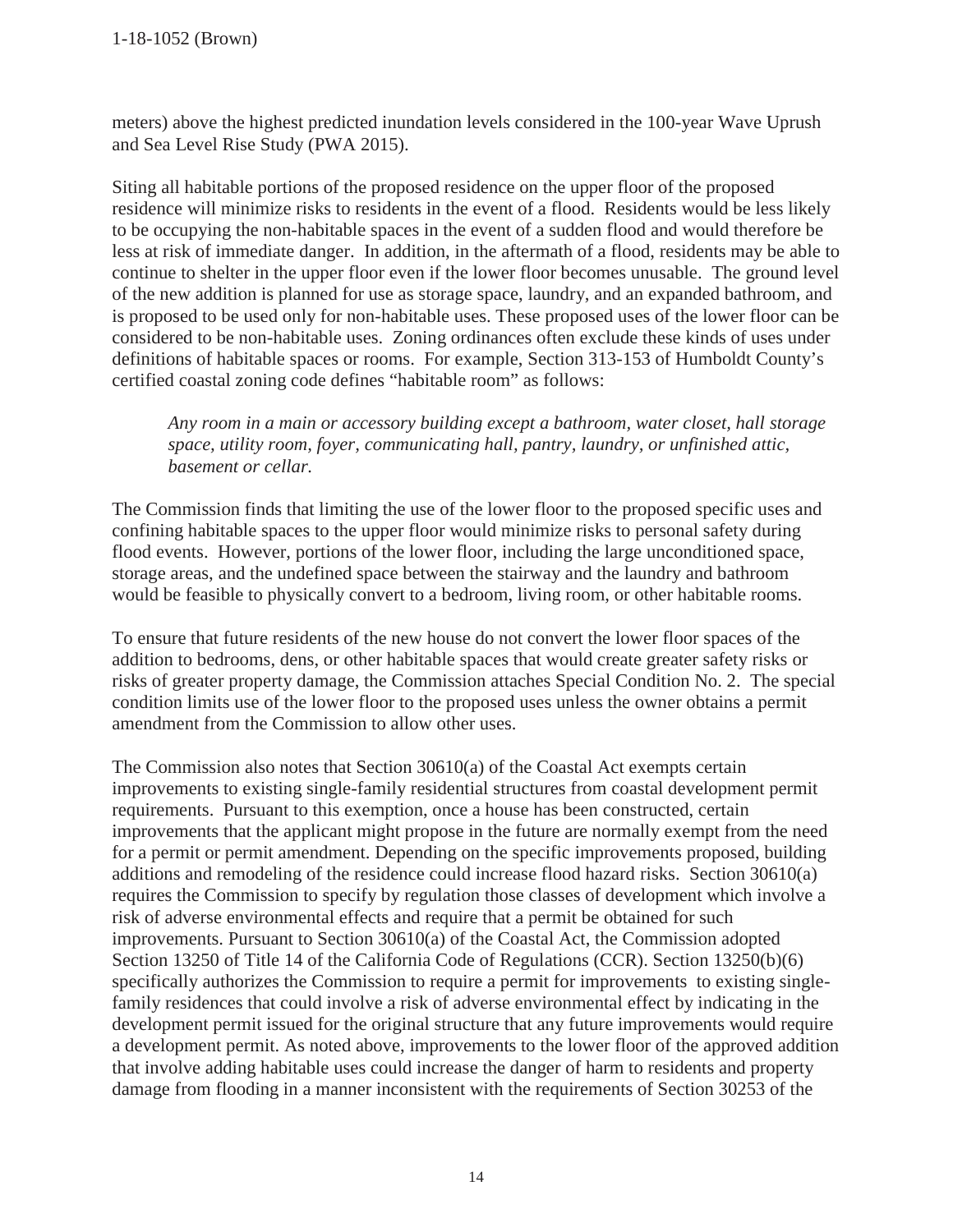meters) above the highest predicted inundation levels considered in the 100-year Wave Uprush and Sea Level Rise Study (PWA 2015).

Siting all habitable portions of the proposed residence on the upper floor of the proposed residence will minimize risks to residents in the event of a flood. Residents would be less likely to be occupying the non-habitable spaces in the event of a sudden flood and would therefore be less at risk of immediate danger. In addition, in the aftermath of a flood, residents may be able to continue to shelter in the upper floor even if the lower floor becomes unusable. The ground level of the new addition is planned for use as storage space, laundry, and an expanded bathroom, and is proposed to be used only for non-habitable uses. These proposed uses of the lower floor can be considered to be non-habitable uses. Zoning ordinances often exclude these kinds of uses under definitions of habitable spaces or rooms. For example, Section 313-153 of Humboldt County's certified coastal zoning code defines "habitable room" as follows:

> *Any room in a main or accessory building except a bathroom, water closet, hall storage space, utility room, foyer, communicating hall, pantry, laundry, or unfinished attic, basement or cellar.*

The Commission finds that limiting the use of the lower floor to the proposed specific uses and confining habitable spaces to the upper floor would minimize risks to personal safety during flood events. However, portions of the lower floor, including the large unconditioned space, storage areas, and the undefined space between the stairway and the laundry and bathroom would be feasible to physically convert to a bedroom, living room, or other habitable rooms.

To ensure that future residents of the new house do not convert the lower floor spaces of the addition to bedrooms, dens, or other habitable spaces that would create greater safety risks or risks of greater property damage, the Commission attaches Special Condition No. 2. The special condition limits use of the lower floor to the proposed uses unless the owner obtains a permit amendment from the Commission to allow other uses.

The Commission also notes that Section 30610(a) of the Coastal Act exempts certain improvements to existing single-family residential structures from coastal development permit requirements. Pursuant to this exemption, once a house has been constructed, certain improvements that the applicant might propose in the future are normally exempt from the need for a permit or permit amendment. Depending on the specific improvements proposed, building additions and remodeling of the residence could increase flood hazard risks. Section 30610(a) requires the Commission to specify by regulation those classes of development which involve a risk of adverse environmental effects and require that a permit be obtained for such improvements. Pursuant to Section 30610(a) of the Coastal Act, the Commission adopted Section 13250 of Title 14 of the California Code of Regulations (CCR). Section 13250(b)(6) specifically authorizes the Commission to require a permit for improvements to existing single-family residences that could involve a risk of adverse environmental effect by indicating in the development permit issued for the original structure that any future improvements would require a development permit. As noted above, improvements to the lower floor of the approved addition that involve adding habitable uses could increase the danger of harm to residents and property damage from flooding in a manner inconsistent with the requirements of Section 30253 of the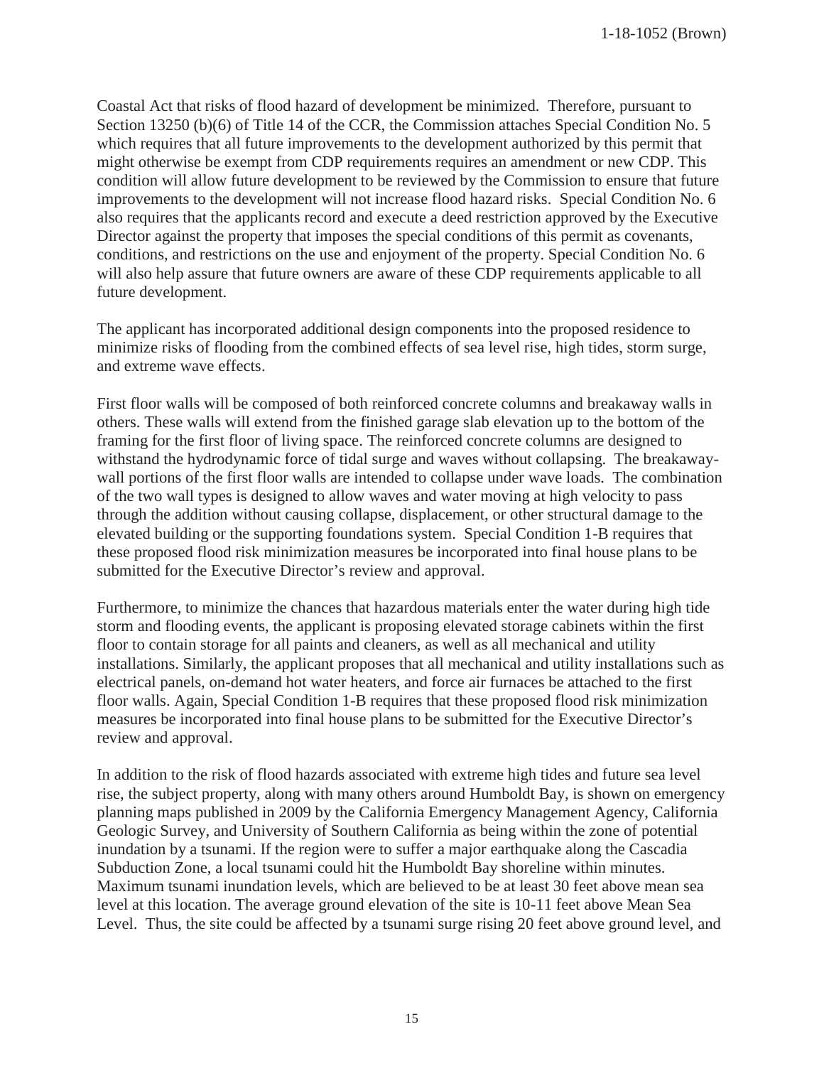Coastal Act that risks of flood hazard of development be minimized. Therefore, pursuant to Section 13250 (b)(6) of Title 14 of the CCR, the Commission attaches Special Condition No. 5 which requires that all future improvements to the development authorized by this permit that might otherwise be exempt from CDP requirements requires an amendment or new CDP. This condition will allow future development to be reviewed by the Commission to ensure that future improvements to the development will not increase flood hazard risks. Special Condition No. 6 also requires that the applicants record and execute a deed restriction approved by the Executive Director against the property that imposes the special conditions of this permit as covenants, conditions, and restrictions on the use and enjoyment of the property. Special Condition No. 6 will also help assure that future owners are aware of these CDP requirements applicable to all future development.

The applicant has incorporated additional design components into the proposed residence to minimize risks of flooding from the combined effects of sea level rise, high tides, storm surge, and extreme wave effects.

First floor walls will be composed of both reinforced concrete columns and breakaway walls in others. These walls will extend from the finished garage slab elevation up to the bottom of the framing for the first floor of living space. The reinforced concrete columns are designed to withstand the hydrodynamic force of tidal surge and waves without collapsing. The breakaway-wall portions of the first floor walls are intended to collapse under wave loads. The combination of the two wall types is designed to allow waves and water moving at high velocity to pass through the addition without causing collapse, displacement, or other structural damage to the elevated building or the supporting foundations system. Special Condition 1-B requires that these proposed flood risk minimization measures be incorporated into final house plans to be submitted for the Executive Director's review and approval.

Furthermore, to minimize the chances that hazardous materials enter the water during high tide storm and flooding events, the applicant is proposing elevated storage cabinets within the first floor to contain storage for all paints and cleaners, as well as all mechanical and utility installations. Similarly, the applicant proposes that all mechanical and utility installations such as electrical panels, on-demand hot water heaters, and force air furnaces be attached to the first floor walls. Again, Special Condition 1-B requires that these proposed flood risk minimization measures be incorporated into final house plans to be submitted for the Executive Director's review and approval.

In addition to the risk of flood hazards associated with extreme high tides and future sea level rise, the subject property, along with many others around Humboldt Bay, is shown on emergency planning maps published in 2009 by the California Emergency Management Agency, California Geologic Survey, and University of Southern California as being within the zone of potential inundation by a tsunami. If the region were to suffer a major earthquake along the Cascadia Subduction Zone, a local tsunami could hit the Humboldt Bay shoreline within minutes. Maximum tsunami inundation levels, which are believed to be at least 30 feet above mean sea level at this location. The average ground elevation of the site is 10-11 feet above Mean Sea Level. Thus, the site could be affected by a tsunami surge rising 20 feet above ground level, and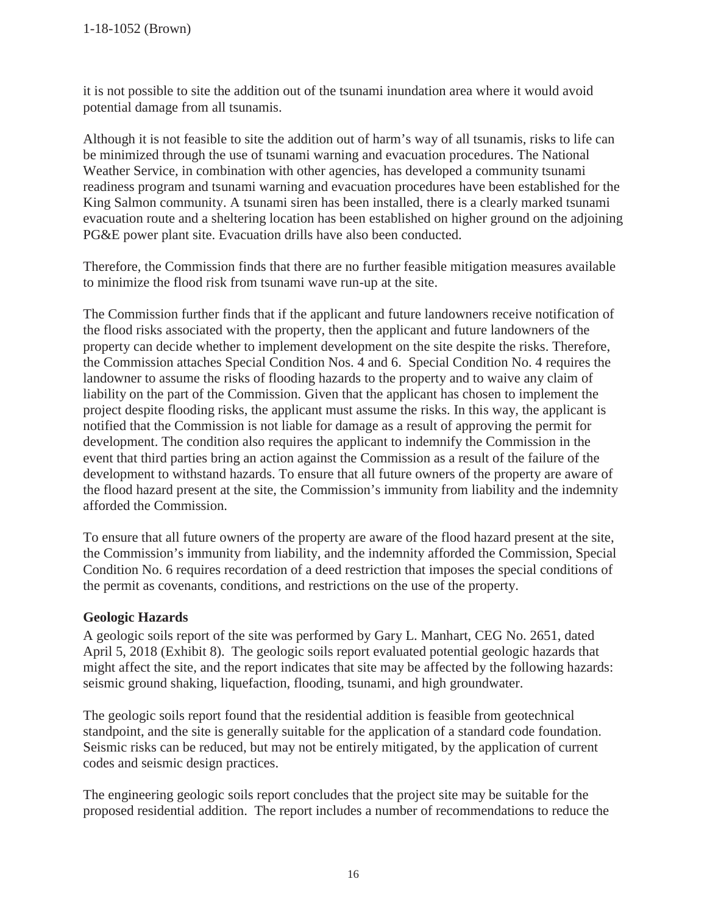it is not possible to site the addition out of the tsunami inundation area where it would avoid potential damage from all tsunamis.

Although it is not feasible to site the addition out of harm's way of all tsunamis, risks to life can be minimized through the use of tsunami warning and evacuation procedures. The National Weather Service, in combination with other agencies, has developed a community tsunami readiness program and tsunami warning and evacuation procedures have been established for the King Salmon community. A tsunami siren has been installed, there is a clearly marked tsunami evacuation route and a sheltering location has been established on higher ground on the adjoining PG&E power plant site. Evacuation drills have also been conducted.

Therefore, the Commission finds that there are no further feasible mitigation measures available to minimize the flood risk from tsunami wave run-up at the site.

The Commission further finds that if the applicant and future landowners receive notification of the flood risks associated with the property, then the applicant and future landowners of the property can decide whether to implement development on the site despite the risks. Therefore, the Commission attaches Special Condition Nos. 4 and 6. Special Condition No. 4 requires the landowner to assume the risks of flooding hazards to the property and to waive any claim of liability on the part of the Commission. Given that the applicant has chosen to implement the project despite flooding risks, the applicant must assume the risks. In this way, the applicant is notified that the Commission is not liable for damage as a result of approving the permit for development. The condition also requires the applicant to indemnify the Commission in the event that third parties bring an action against the Commission as a result of the failure of the development to withstand hazards. To ensure that all future owners of the property are aware of the flood hazard present at the site, the Commission's immunity from liability and the indemnity afforded the Commission.

To ensure that all future owners of the property are aware of the flood hazard present at the site, the Commission's immunity from liability, and the indemnity afforded the Commission, Special Condition No. 6 requires recordation of a deed restriction that imposes the special conditions of the permit as covenants, conditions, and restrictions on the use of the property.

**Geologic Hazards**

A geologic soils report of the site was performed by Gary L. Manhart, CEG No. 2651, dated April 5, 2018 (Exhibit 8). The geologic soils report evaluated potential geologic hazards that might affect the site, and the report indicates that site may be affected by the following hazards: seismic ground shaking, liquefaction, flooding, tsunami, and high groundwater.

The geologic soils report found that the residential addition is feasible from geotechnical standpoint, and the site is generally suitable for the application of a standard code foundation. Seismic risks can be reduced, but may not be entirely mitigated, by the application of current codes and seismic design practices.

The engineering geologic soils report concludes that the project site may be suitable for the proposed residential addition. The report includes a number of recommendations to reduce the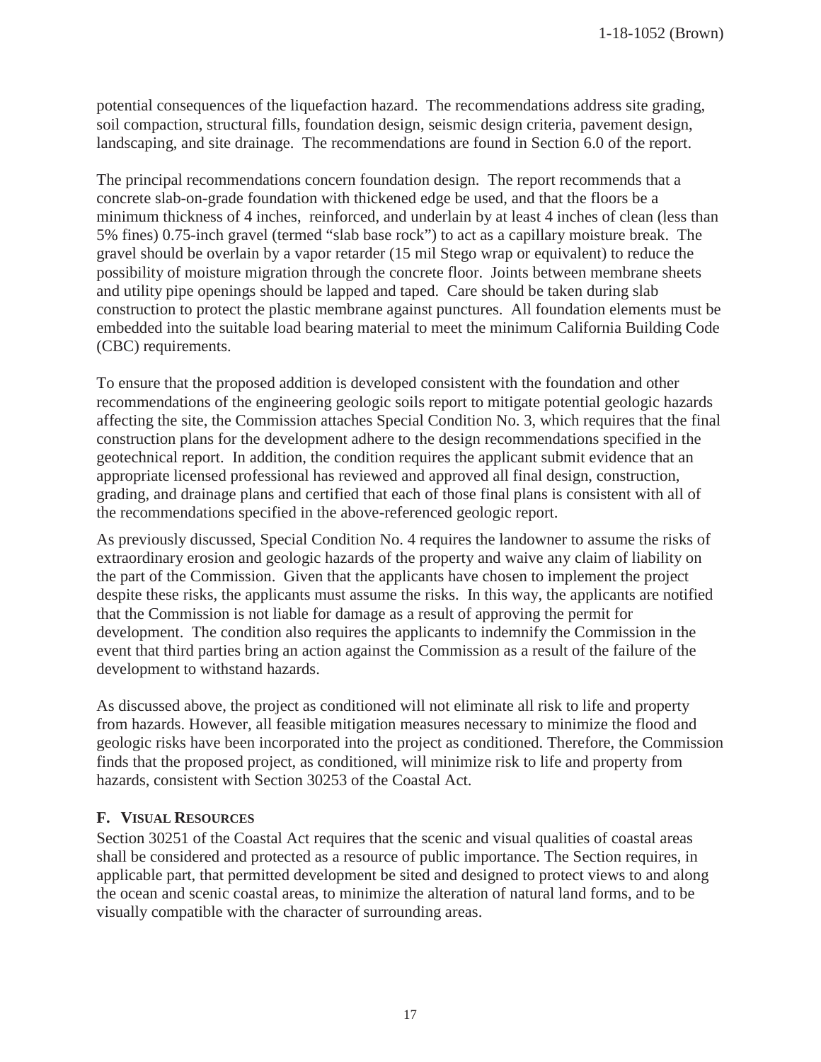potential consequences of the liquefaction hazard. The recommendations address site grading, soil compaction, structural fills, foundation design, seismic design criteria, pavement design, landscaping, and site drainage. The recommendations are found in Section 6.0 of the report.

The principal recommendations concern foundation design. The report recommends that a concrete slab-on-grade foundation with thickened edge be used, and that the floors be a minimum thickness of 4 inches, reinforced, and underlain by at least 4 inches of clean (less than 5% fines) 0.75-inch gravel (termed "slab base rock") to act as a capillary moisture break. The gravel should be overlain by a vapor retarder (15 mil Stego wrap or equivalent) to reduce the possibility of moisture migration through the concrete floor. Joints between membrane sheets and utility pipe openings should be lapped and taped. Care should be taken during slab construction to protect the plastic membrane against punctures. All foundation elements must be embedded into the suitable load bearing material to meet the minimum California Building Code (CBC) requirements.

To ensure that the proposed addition is developed consistent with the foundation and other recommendations of the engineering geologic soils report to mitigate potential geologic hazards affecting the site, the Commission attaches Special Condition No. 3, which requires that the final construction plans for the development adhere to the design recommendations specified in the geotechnical report. In addition, the condition requires the applicant submit evidence that an appropriate licensed professional has reviewed and approved all final design, construction, grading, and drainage plans and certified that each of those final plans is consistent with all of the recommendations specified in the above-referenced geologic report.

As previously discussed, Special Condition No. 4 requires the landowner to assume the risks of extraordinary erosion and geologic hazards of the property and waive any claim of liability on the part of the Commission. Given that the applicants have chosen to implement the project despite these risks, the applicants must assume the risks. In this way, the applicants are notified that the Commission is not liable for damage as a result of approving the permit for development. The condition also requires the applicants to indemnify the Commission in the event that third parties bring an action against the Commission as a result of the failure of the development to withstand hazards.

As discussed above, the project as conditioned will not eliminate all risk to life and property from hazards. However, all feasible mitigation measures necessary to minimize the flood and geologic risks have been incorporated into the project as conditioned. Therefore, the Commission finds that the proposed project, as conditioned, will minimize risk to life and property from hazards, consistent with Section 30253 of the Coastal Act.

### F. Visual Resources

Section 30251 of the Coastal Act requires that the scenic and visual qualities of coastal areas shall be considered and protected as a resource of public importance. The Section requires, in applicable part, that permitted development be sited and designed to protect views to and along the ocean and scenic coastal areas, to minimize the alteration of natural land forms, and to be visually compatible with the character of surrounding areas.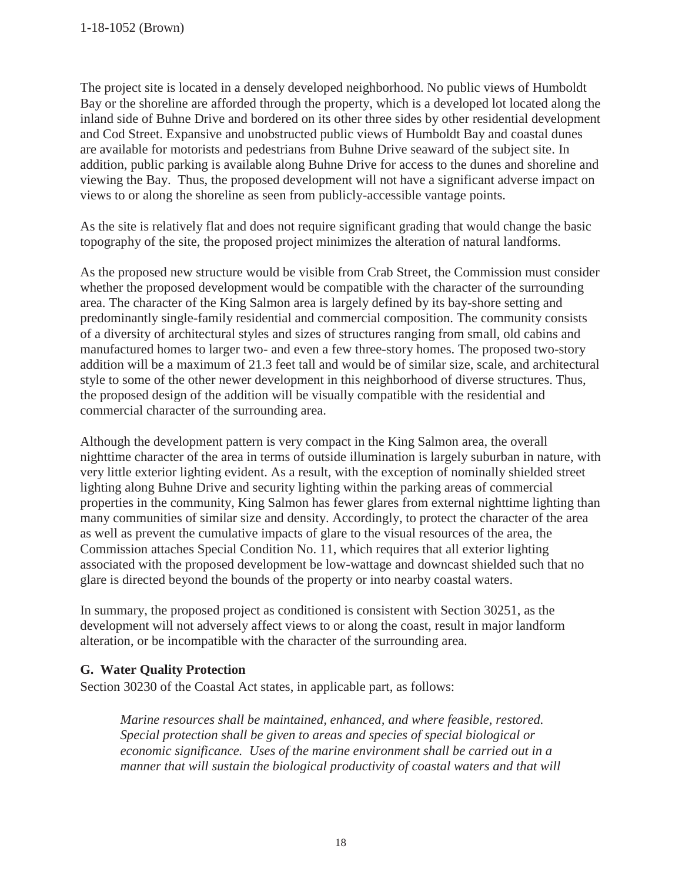The project site is located in a densely developed neighborhood. No public views of Humboldt Bay or the shoreline are afforded through the property, which is a developed lot located along the inland side of Buhne Drive and bordered on its other three sides by other residential development and Cod Street. Expansive and unobstructed public views of Humboldt Bay and coastal dunes are available for motorists and pedestrians from Buhne Drive seaward of the subject site. In addition, public parking is available along Buhne Drive for access to the dunes and shoreline and viewing the Bay. Thus, the proposed development will not have a significant adverse impact on views to or along the shoreline as seen from publicly-accessible vantage points.

As the site is relatively flat and does not require significant grading that would change the basic topography of the site, the proposed project minimizes the alteration of natural landforms.

As the proposed new structure would be visible from Crab Street, the Commission must consider whether the proposed development would be compatible with the character of the surrounding area. The character of the King Salmon area is largely defined by its bay-shore setting and predominantly single-family residential and commercial composition. The community consists of a diversity of architectural styles and sizes of structures ranging from small, old cabins and manufactured homes to larger two- and even a few three-story homes. The proposed two-story addition will be a maximum of 21.3 feet tall and would be of similar size, scale, and architectural style to some of the other newer development in this neighborhood of diverse structures. Thus, the proposed design of the addition will be visually compatible with the residential and commercial character of the surrounding area.

Although the development pattern is very compact in the King Salmon area, the overall nighttime character of the area in terms of outside illumination is largely suburban in nature, with very little exterior lighting evident. As a result, with the exception of nominally shielded street lighting along Buhne Drive and security lighting within the parking areas of commercial properties in the community, King Salmon has fewer glares from external nighttime lighting than many communities of similar size and density. Accordingly, to protect the character of the area as well as prevent the cumulative impacts of glare to the visual resources of the area, the Commission attaches Special Condition No. 11, which requires that all exterior lighting associated with the proposed development be low-wattage and downcast shielded such that no glare is directed beyond the bounds of the property or into nearby coastal waters.

In summary, the proposed project as conditioned is consistent with Section 30251, as the development will not adversely affect views to or along the coast, result in major landform alteration, or be incompatible with the character of the surrounding area.

### G. Water Quality Protection

Section 30230 of the Coastal Act states, in applicable part, as follows:

> *Marine resources shall be maintained, enhanced, and where feasible, restored. Special protection shall be given to areas and species of special biological or economic significance. Uses of the marine environment shall be carried out in a manner that will sustain the biological productivity of coastal waters and that will*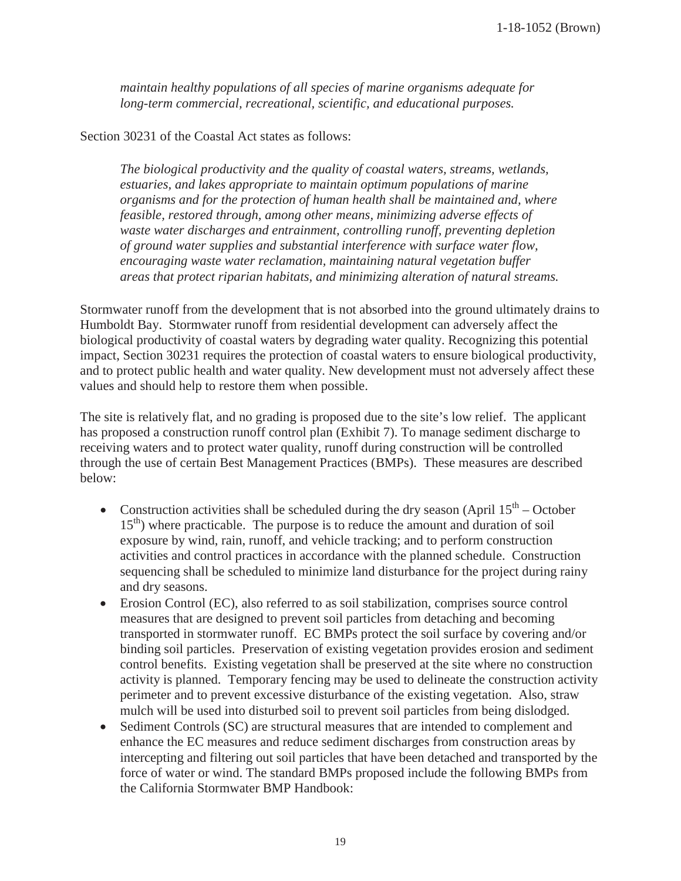*maintain healthy populations of all species of marine organisms adequate for long-term commercial, recreational, scientific, and educational purposes.*

Section 30231 of the Coastal Act states as follows:

*The biological productivity and the quality of coastal waters, streams, wetlands, estuaries, and lakes appropriate to maintain optimum populations of marine organisms and for the protection of human health shall be maintained and, where feasible, restored through, among other means, minimizing adverse effects of waste water discharges and entrainment, controlling runoff, preventing depletion of ground water supplies and substantial interference with surface water flow, encouraging waste water reclamation, maintaining natural vegetation buffer areas that protect riparian habitats, and minimizing alteration of natural streams.*

Stormwater runoff from the development that is not absorbed into the ground ultimately drains to Humboldt Bay. Stormwater runoff from residential development can adversely affect the biological productivity of coastal waters by degrading water quality. Recognizing this potential impact, Section 30231 requires the protection of coastal waters to ensure biological productivity, and to protect public health and water quality. New development must not adversely affect these values and should help to restore them when possible.

The site is relatively flat, and no grading is proposed due to the site's low relief. The applicant has proposed a construction runoff control plan (Exhibit 7). To manage sediment discharge to receiving waters and to protect water quality, runoff during construction will be controlled through the use of certain Best Management Practices (BMPs). These measures are described below:

- Construction activities shall be scheduled during the dry season (April 15th – October 15th) where practicable. The purpose is to reduce the amount and duration of soil exposure by wind, rain, runoff, and vehicle tracking; and to perform construction activities and control practices in accordance with the planned schedule. Construction sequencing shall be scheduled to minimize land disturbance for the project during rainy and dry seasons.
- Erosion Control (EC), also referred to as soil stabilization, comprises source control measures that are designed to prevent soil particles from detaching and becoming transported in stormwater runoff. EC BMPs protect the soil surface by covering and/or binding soil particles. Preservation of existing vegetation provides erosion and sediment control benefits. Existing vegetation shall be preserved at the site where no construction activity is planned. Temporary fencing may be used to delineate the construction activity perimeter and to prevent excessive disturbance of the existing vegetation. Also, straw mulch will be used into disturbed soil to prevent soil particles from being dislodged.
- Sediment Controls (SC) are structural measures that are intended to complement and enhance the EC measures and reduce sediment discharges from construction areas by intercepting and filtering out soil particles that have been detached and transported by the force of water or wind. The standard BMPs proposed include the following BMPs from the California Stormwater BMP Handbook: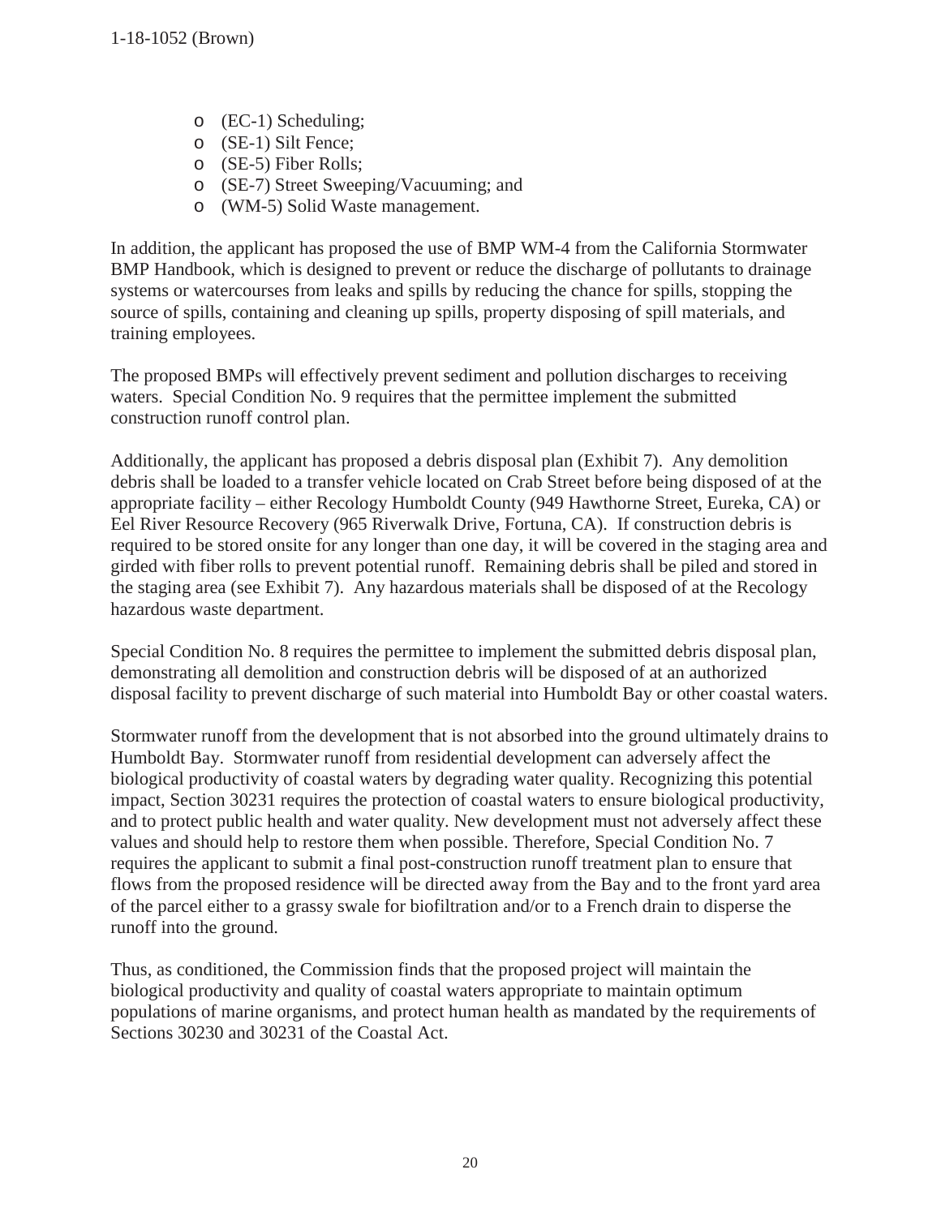- (EC-1) Scheduling;
- (SE-1) Silt Fence;
- (SE-5) Fiber Rolls;
- (SE-7) Street Sweeping/Vacuuming; and
- (WM-5) Solid Waste management.

In addition, the applicant has proposed the use of BMP WM-4 from the California Stormwater BMP Handbook, which is designed to prevent or reduce the discharge of pollutants to drainage systems or watercourses from leaks and spills by reducing the chance for spills, stopping the source of spills, containing and cleaning up spills, property disposing of spill materials, and training employees.

The proposed BMPs will effectively prevent sediment and pollution discharges to receiving waters. Special Condition No. 9 requires that the permittee implement the submitted construction runoff control plan.

Additionally, the applicant has proposed a debris disposal plan (Exhibit 7). Any demolition debris shall be loaded to a transfer vehicle located on Crab Street before being disposed of at the appropriate facility – either Recology Humboldt County (949 Hawthorne Street, Eureka, CA) or Eel River Resource Recovery (965 Riverwalk Drive, Fortuna, CA). If construction debris is required to be stored onsite for any longer than one day, it will be covered in the staging area and girded with fiber rolls to prevent potential runoff. Remaining debris shall be piled and stored in the staging area (see Exhibit 7). Any hazardous materials shall be disposed of at the Recology hazardous waste department.

Special Condition No. 8 requires the permittee to implement the submitted debris disposal plan, demonstrating all demolition and construction debris will be disposed of at an authorized disposal facility to prevent discharge of such material into Humboldt Bay or other coastal waters.

Stormwater runoff from the development that is not absorbed into the ground ultimately drains to Humboldt Bay. Stormwater runoff from residential development can adversely affect the biological productivity of coastal waters by degrading water quality. Recognizing this potential impact, Section 30231 requires the protection of coastal waters to ensure biological productivity, and to protect public health and water quality. New development must not adversely affect these values and should help to restore them when possible. Therefore, Special Condition No. 7 requires the applicant to submit a final post-construction runoff treatment plan to ensure that flows from the proposed residence will be directed away from the Bay and to the front yard area of the parcel either to a grassy swale for biofiltration and/or to a French drain to disperse the runoff into the ground.

Thus, as conditioned, the Commission finds that the proposed project will maintain the biological productivity and quality of coastal waters appropriate to maintain optimum populations of marine organisms, and protect human health as mandated by the requirements of Sections 30230 and 30231 of the Coastal Act.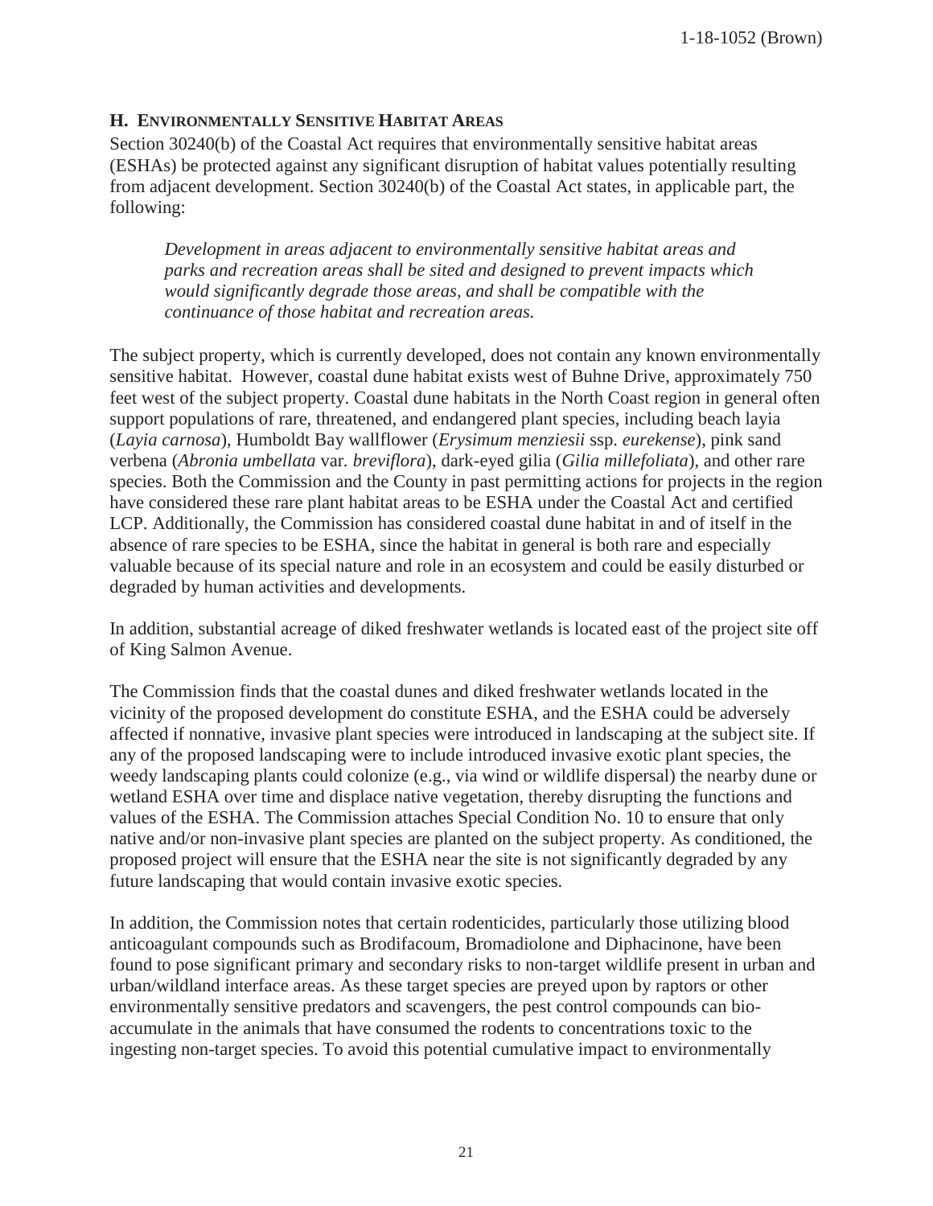## H. Environmentally Sensitive Habitat Areas

Section 30240(b) of the Coastal Act requires that environmentally sensitive habitat areas (ESHAs) be protected against any significant disruption of habitat values potentially resulting from adjacent development. Section 30240(b) of the Coastal Act states, in applicable part, the following:

> *Development in areas adjacent to environmentally sensitive habitat areas and parks and recreation areas shall be sited and designed to prevent impacts which would significantly degrade those areas, and shall be compatible with the continuance of those habitat and recreation areas.*

The subject property, which is currently developed, does not contain any known environmentally sensitive habitat. However, coastal dune habitat exists west of Buhne Drive, approximately 750 feet west of the subject property. Coastal dune habitats in the North Coast region in general often support populations of rare, threatened, and endangered plant species, including beach layia (*Layia carnosa*), Humboldt Bay wallflower (*Erysimum menziesii* ssp. *eurekense*), pink sand verbena (*Abronia umbellata* var. *breviflora*), dark-eyed gilia (*Gilia millefoliata*), and other rare species. Both the Commission and the County in past permitting actions for projects in the region have considered these rare plant habitat areas to be ESHA under the Coastal Act and certified LCP. Additionally, the Commission has considered coastal dune habitat in and of itself in the absence of rare species to be ESHA, since the habitat in general is both rare and especially valuable because of its special nature and role in an ecosystem and could be easily disturbed or degraded by human activities and developments.

In addition, substantial acreage of diked freshwater wetlands is located east of the project site off of King Salmon Avenue.

The Commission finds that the coastal dunes and diked freshwater wetlands located in the vicinity of the proposed development do constitute ESHA, and the ESHA could be adversely affected if nonnative, invasive plant species were introduced in landscaping at the subject site. If any of the proposed landscaping were to include introduced invasive exotic plant species, the weedy landscaping plants could colonize (e.g., via wind or wildlife dispersal) the nearby dune or wetland ESHA over time and displace native vegetation, thereby disrupting the functions and values of the ESHA. The Commission attaches Special Condition No. 10 to ensure that only native and/or non-invasive plant species are planted on the subject property. As conditioned, the proposed project will ensure that the ESHA near the site is not significantly degraded by any future landscaping that would contain invasive exotic species.

In addition, the Commission notes that certain rodenticides, particularly those utilizing blood anticoagulant compounds such as Brodifacoum, Bromadiolone and Diphacinone, have been found to pose significant primary and secondary risks to non-target wildlife present in urban and urban/wildland interface areas. As these target species are preyed upon by raptors or other environmentally sensitive predators and scavengers, the pest control compounds can bio-accumulate in the animals that have consumed the rodents to concentrations toxic to the ingesting non-target species. To avoid this potential cumulative impact to environmentally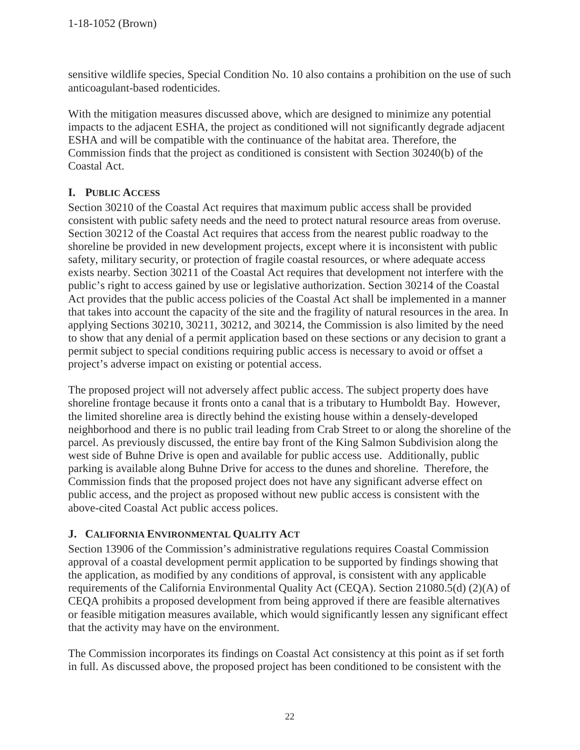sensitive wildlife species, Special Condition No. 10 also contains a prohibition on the use of such anticoagulant-based rodenticides.

With the mitigation measures discussed above, which are designed to minimize any potential impacts to the adjacent ESHA, the project as conditioned will not significantly degrade adjacent ESHA and will be compatible with the continuance of the habitat area. Therefore, the Commission finds that the project as conditioned is consistent with Section 30240(b) of the Coastal Act.

## I. PUBLIC ACCESS

Section 30210 of the Coastal Act requires that maximum public access shall be provided consistent with public safety needs and the need to protect natural resource areas from overuse. Section 30212 of the Coastal Act requires that access from the nearest public roadway to the shoreline be provided in new development projects, except where it is inconsistent with public safety, military security, or protection of fragile coastal resources, or where adequate access exists nearby. Section 30211 of the Coastal Act requires that development not interfere with the public's right to access gained by use or legislative authorization. Section 30214 of the Coastal Act provides that the public access policies of the Coastal Act shall be implemented in a manner that takes into account the capacity of the site and the fragility of natural resources in the area. In applying Sections 30210, 30211, 30212, and 30214, the Commission is also limited by the need to show that any denial of a permit application based on these sections or any decision to grant a permit subject to special conditions requiring public access is necessary to avoid or offset a project's adverse impact on existing or potential access.

The proposed project will not adversely affect public access. The subject property does have shoreline frontage because it fronts onto a canal that is a tributary to Humboldt Bay. However, the limited shoreline area is directly behind the existing house within a densely-developed neighborhood and there is no public trail leading from Crab Street to or along the shoreline of the parcel. As previously discussed, the entire bay front of the King Salmon Subdivision along the west side of Buhne Drive is open and available for public access use. Additionally, public parking is available along Buhne Drive for access to the dunes and shoreline. Therefore, the Commission finds that the proposed project does not have any significant adverse effect on public access, and the project as proposed without new public access is consistent with the above-cited Coastal Act public access polices.

## J. CALIFORNIA ENVIRONMENTAL QUALITY ACT

Section 13906 of the Commission's administrative regulations requires Coastal Commission approval of a coastal development permit application to be supported by findings showing that the application, as modified by any conditions of approval, is consistent with any applicable requirements of the California Environmental Quality Act (CEQA). Section 21080.5(d) (2)(A) of CEQA prohibits a proposed development from being approved if there are feasible alternatives or feasible mitigation measures available, which would significantly lessen any significant effect that the activity may have on the environment.

The Commission incorporates its findings on Coastal Act consistency at this point as if set forth in full. As discussed above, the proposed project has been conditioned to be consistent with the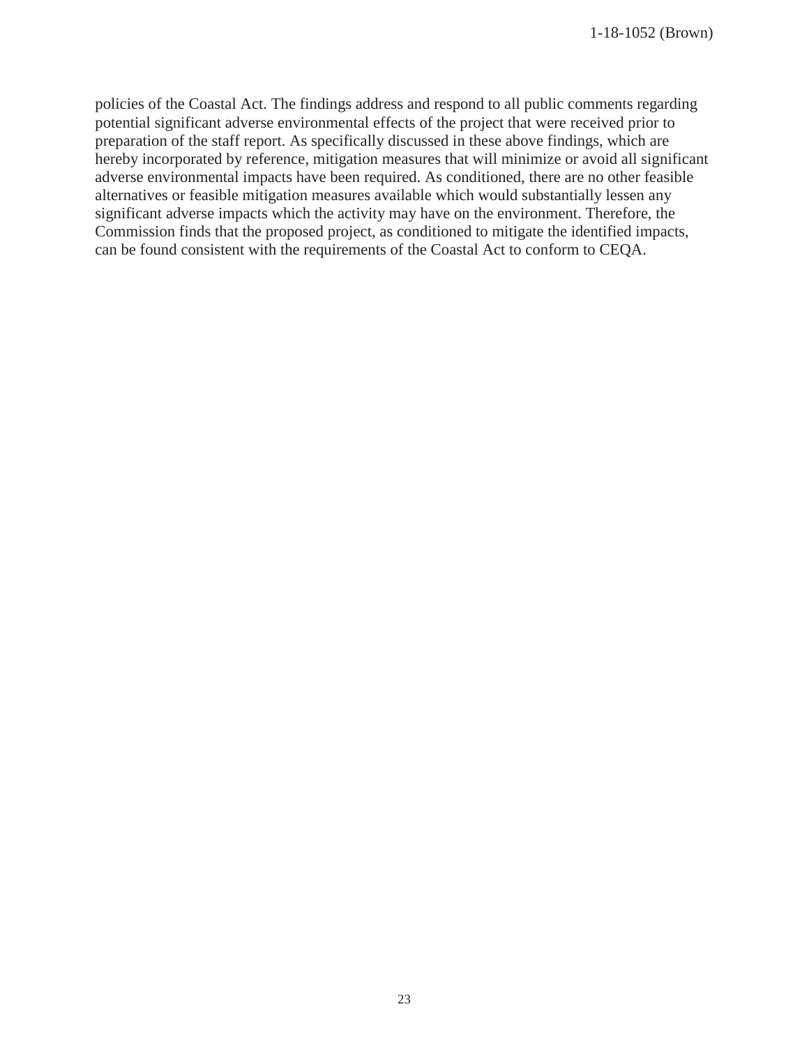policies of the Coastal Act. The findings address and respond to all public comments regarding potential significant adverse environmental effects of the project that were received prior to preparation of the staff report. As specifically discussed in these above findings, which are hereby incorporated by reference, mitigation measures that will minimize or avoid all significant adverse environmental impacts have been required. As conditioned, there are no other feasible alternatives or feasible mitigation measures available which would substantially lessen any significant adverse impacts which the activity may have on the environment. Therefore, the Commission finds that the proposed project, as conditioned to mitigate the identified impacts, can be found consistent with the requirements of the Coastal Act to conform to CEQA.